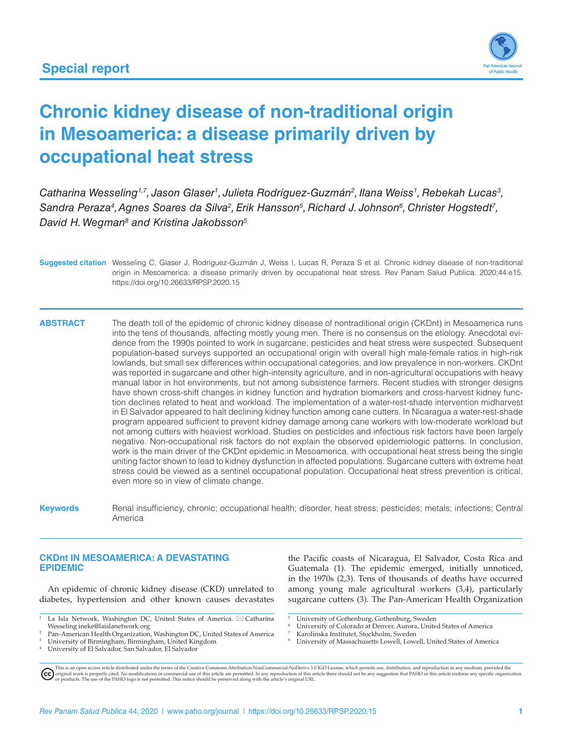Special report

# Chronic kidney disease of non-traditional origin in Mesoamerica: a disease primarily driven by occupational heat stress

*Catharina Wesseling[1,7], Jason Glaser[1], Julieta Rodríguez-Guzmán[2], Ilana Weiss[1], Rebekah Lucas[3], Sandra Peraza[4], Agnes Soares da Silva[2], Erik Hansson[5], Richard J. Johnson[6], Christer Hogstedt[7], David H. Wegman[8] and Kristina Jakobsson[5]*

**Suggested citation** Wesseling C, Glaser J, Rodríguez-Guzmán J, Weiss I, Lucas R, Peraza S et al. Chronic kidney disease of non-traditional origin in Mesoamerica: a disease primarily driven by occupational heat stress. Rev Panam Salud Publica. 2020;44:e15. https://doi.org/10.26633/RPSP.2020.15

**ABSTRACT** The death toll of the epidemic of chronic kidney disease of nontraditional origin (CKDnt) in Mesoamerica runs into the tens of thousands, affecting mostly young men. There is no consensus on the etiology. Anecdotal evidence from the 1990s pointed to work in sugarcane; pesticides and heat stress were suspected. Subsequent population-based surveys supported an occupational origin with overall high male-female ratios in high-risk lowlands, but small sex differences within occupational categories, and low prevalence in non-workers. CKDnt was reported in sugarcane and other high-intensity agriculture, and in non-agricultural occupations with heavy manual labor in hot environments, but not among subsistence farmers. Recent studies with stronger designs have shown cross-shift changes in kidney function and hydration biomarkers and cross-harvest kidney function declines related to heat and workload. The implementation of a water-rest-shade intervention midharvest in El Salvador appeared to halt declining kidney function among cane cutters. In Nicaragua a water-rest-shade program appeared sufficient to prevent kidney damage among cane workers with low-moderate workload but not among cutters with heaviest workload. Studies on pesticides and infectious risk factors have been largely negative. Non-occupational risk factors do not explain the observed epidemiologic patterns. In conclusion, work is the main driver of the CKDnt epidemic in Mesoamerica, with occupational heat stress being the single uniting factor shown to lead to kidney dysfunction in affected populations. Sugarcane cutters with extreme heat stress could be viewed as a sentinel occupational population. Occupational heat stress prevention is critical, even more so in view of climate change.

**Keywords** Renal insufficiency, chronic; occupational health; disorder, heat stress; pesticides; metals; infections; Central America

## CKDnt IN MESOAMERICA: A DEVASTATING EPIDEMIC

An epidemic of chronic kidney disease (CKD) unrelated to diabetes, hypertension and other known causes devastates the Pacific coasts of Nicaragua, El Salvador, Costa Rica and Guatemala (1). The epidemic emerged, initially unnoticed, in the 1970s (2,3). Tens of thousands of deaths have occurred among young male agricultural workers (3,4), particularly sugarcane cutters (3). The Pan-American Health Organization

[1] La Isla Network, Washington DC, United States of America. ✉ Catharina Wesseling ineke@laislanetwork.org
[2] Pan-American Health Organization, Washington DC, United States of America
[3] University of Birmingham, Birmingham, United Kingdom
[4] University of El Salvador, San Salvador, El Salvador
[5] University of Gothenburg, Gothenburg, Sweden
[6] University of Colorado at Denver, Aurora, United States of America
[7] Karolinska Institutet, Stockholm, Sweden
[8] University of Massachusetts Lowell, Lowell, United States of America

This is an open access article distributed under the terms of the Creative Commons Attribution-NonCommercial-NoDerivs 3.0 IGO License, which permits use, distribution, and reproduction in any medium, provided the original work is properly cited. No modifications or commercial use of this article are permitted. In any reproduction of this article there should not be any suggestion that PAHO or this article endorse any specific organization or products. The use of the PAHO logo is not permitted. This notice should be preserved along with the article's original URL.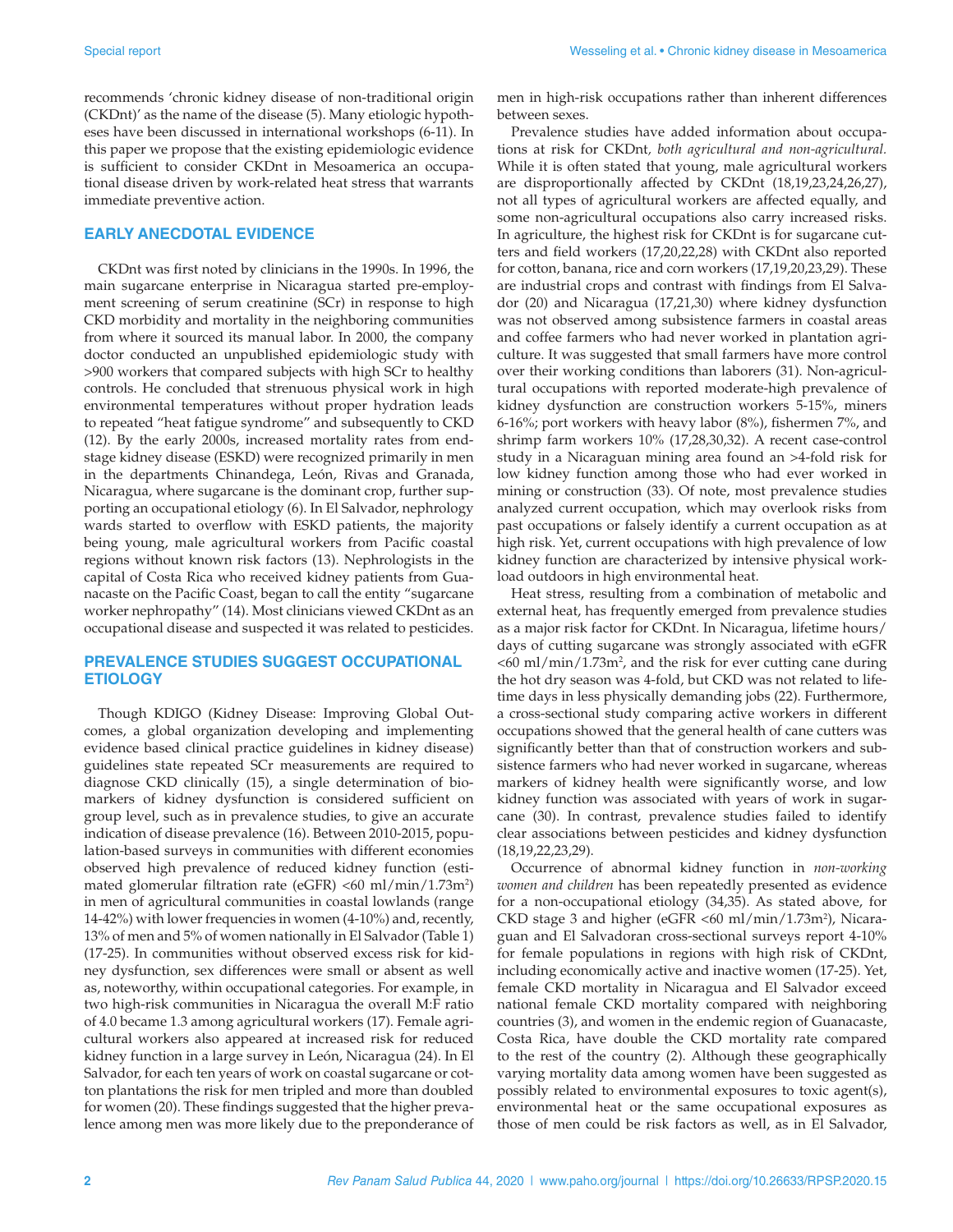recommends 'chronic kidney disease of non-traditional origin (CKDnt)' as the name of the disease (5). Many etiologic hypotheses have been discussed in international workshops (6-11). In this paper we propose that the existing epidemiologic evidence is sufficient to consider CKDnt in Mesoamerica an occupational disease driven by work-related heat stress that warrants immediate preventive action.

## EARLY ANECDOTAL EVIDENCE

CKDnt was first noted by clinicians in the 1990s. In 1996, the main sugarcane enterprise in Nicaragua started pre-employment screening of serum creatinine (SCr) in response to high CKD morbidity and mortality in the neighboring communities from where it sourced its manual labor. In 2000, the company doctor conducted an unpublished epidemiologic study with >900 workers that compared subjects with high SCr to healthy controls. He concluded that strenuous physical work in high environmental temperatures without proper hydration leads to repeated "heat fatigue syndrome" and subsequently to CKD (12). By the early 2000s, increased mortality rates from end-stage kidney disease (ESKD) were recognized primarily in men in the departments Chinandega, León, Rivas and Granada, Nicaragua, where sugarcane is the dominant crop, further supporting an occupational etiology (6). In El Salvador, nephrology wards started to overflow with ESKD patients, the majority being young, male agricultural workers from Pacific coastal regions without known risk factors (13). Nephrologists in the capital of Costa Rica who received kidney patients from Guanacaste on the Pacific Coast, began to call the entity "sugarcane worker nephropathy" (14). Most clinicians viewed CKDnt as an occupational disease and suspected it was related to pesticides.

## PREVALENCE STUDIES SUGGEST OCCUPATIONAL ETIOLOGY

Though KDIGO (Kidney Disease: Improving Global Outcomes, a global organization developing and implementing evidence based clinical practice guidelines in kidney disease) guidelines state repeated SCr measurements are required to diagnose CKD clinically (15), a single determination of biomarkers of kidney dysfunction is considered sufficient on group level, such as in prevalence studies, to give an accurate indication of disease prevalence (16). Between 2010-2015, population-based surveys in communities with different economies observed high prevalence of reduced kidney function (estimated glomerular filtration rate (eGFR) <60 ml/min/1.73m$^2$) in men of agricultural communities in coastal lowlands (range 14-42%) with lower frequencies in women (4-10%) and, recently, 13% of men and 5% of women nationally in El Salvador (Table 1) (17-25). In communities without observed excess risk for kidney dysfunction, sex differences were small or absent as well as, noteworthy, within occupational categories. For example, in two high-risk communities in Nicaragua the overall M:F ratio of 4.0 became 1.3 among agricultural workers (17). Female agricultural workers also appeared at increased risk for reduced kidney function in a large survey in León, Nicaragua (24). In El Salvador, for each ten years of work on coastal sugarcane or cotton plantations the risk for men tripled and more than doubled for women (20). These findings suggested that the higher prevalence among men was more likely due to the preponderance of men in high-risk occupations rather than inherent differences between sexes.

Prevalence studies have added information about occupations at risk for CKDnt, *both agricultural and non-agricultural.* While it is often stated that young, male agricultural workers are disproportionally affected by CKDnt (18,19,23,24,26,27), not all types of agricultural workers are affected equally, and some non-agricultural occupations also carry increased risks. In agriculture, the highest risk for CKDnt is for sugarcane cutters and field workers (17,20,22,28) with CKDnt also reported for cotton, banana, rice and corn workers (17,19,20,23,29). These are industrial crops and contrast with findings from El Salvador (20) and Nicaragua (17,21,30) where kidney dysfunction was not observed among subsistence farmers in coastal areas and coffee farmers who had never worked in plantation agriculture. It was suggested that small farmers have more control over their working conditions than laborers (31). Non-agricultural occupations with reported moderate-high prevalence of kidney dysfunction are construction workers 5-15%, miners 6-16%; port workers with heavy labor (8%), fishermen 7%, and shrimp farm workers 10% (17,28,30,32). A recent case-control study in a Nicaraguan mining area found an >4-fold risk for low kidney function among those who had ever worked in mining or construction (33). Of note, most prevalence studies analyzed current occupation, which may overlook risks from past occupations or falsely identify a current occupation as at high risk. Yet, current occupations with high prevalence of low kidney function are characterized by intensive physical workload outdoors in high environmental heat.

Heat stress, resulting from a combination of metabolic and external heat, has frequently emerged from prevalence studies as a major risk factor for CKDnt. In Nicaragua, lifetime hours/days of cutting sugarcane was strongly associated with eGFR <60 ml/min/1.73m$^2$, and the risk for ever cutting cane during the hot dry season was 4-fold, but CKD was not related to lifetime days in less physically demanding jobs (22). Furthermore, a cross-sectional study comparing active workers in different occupations showed that the general health of cane cutters was significantly better than that of construction workers and subsistence farmers who had never worked in sugarcane, whereas markers of kidney health were significantly worse, and low kidney function was associated with years of work in sugarcane (30). In contrast, prevalence studies failed to identify clear associations between pesticides and kidney dysfunction (18,19,22,23,29).

Occurrence of abnormal kidney function in *non-working women and children* has been repeatedly presented as evidence for a non-occupational etiology (34,35). As stated above, for CKD stage 3 and higher (eGFR <60 ml/min/1.73m$^2$), Nicaraguan and El Salvadoran cross-sectional surveys report 4-10% for female populations in regions with high risk of CKDnt, including economically active and inactive women (17-25). Yet, female CKD mortality in Nicaragua and El Salvador exceed national female CKD mortality compared with neighboring countries (3), and women in the endemic region of Guanacaste, Costa Rica, have double the CKD mortality rate compared to the rest of the country (2). Although these geographically varying mortality data among women have been suggested as possibly related to environmental exposures to toxic agent(s), environmental heat or the same occupational exposures as those of men could be risk factors as well, as in El Salvador,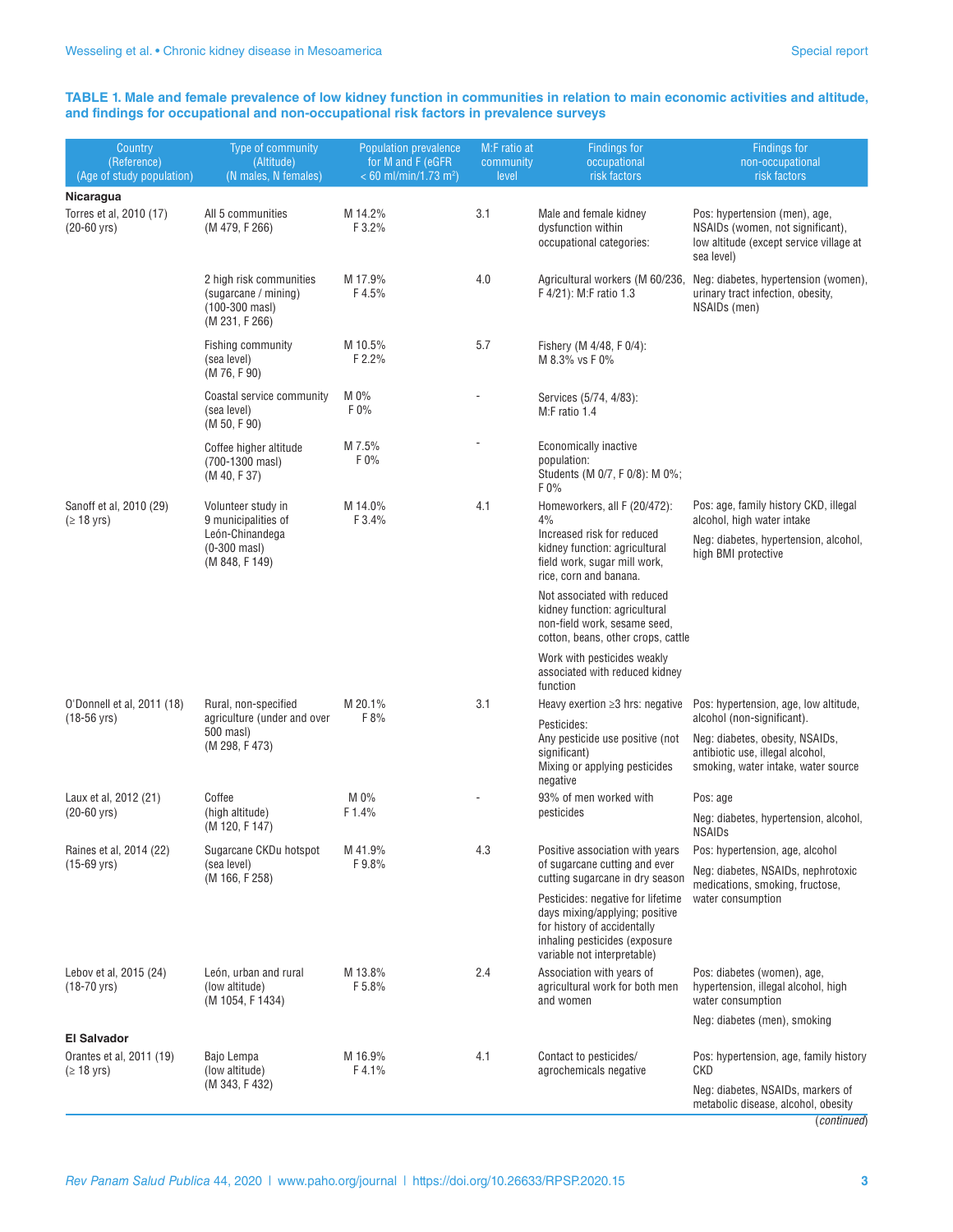**TABLE 1. Male and female prevalence of low kidney function in communities in relation to main economic activities and altitude, and findings for occupational and non-occupational risk factors in prevalence surveys**

| Country (Reference) (Age of study population) | Type of community (Altitude) (N males, N females) | Population prevalence for M and F (eGFR < 60 ml/min/1.73 m$^2$) | M:F ratio at community level | Findings for occupational risk factors | Findings for non-occupational risk factors |
|---|---|---|---|---|---|
| **Nicaragua** | | | | | |
| Torres et al, 2010 (17) (20-60 yrs) | All 5 communities (M 479, F 266) | M 14.2% F 3.2% | 3.1 | Male and female kidney dysfunction within occupational categories: | Pos: hypertension (men), age, NSAIDs (women, not significant), low altitude (except service village at sea level) |
| | 2 high risk communities (sugarcane / mining) (100-300 masl) (M 231, F 266) | M 17.9% F 4.5% | 4.0 | Agricultural workers (M 60/236, F 4/21): M:F ratio 1.3 | Neg: diabetes, hypertension (women), urinary tract infection, obesity, NSAIDs (men) |
| | Fishing community (sea level) (M 76, F 90) | M 10.5% F 2.2% | 5.7 | Fishery (M 4/48, F 0/4): M 8.3% vs F 0% | |
| | Coastal service community (sea level) (M 50, F 90) | M 0% F 0% | - | Services (5/74, 4/83): M:F ratio 1.4 | |
| | Coffee higher altitude (700-1300 masl) (M 40, F 37) | M 7.5% F 0% | - | Economically inactive population: Students (M 0/7, F 0/8): M 0%; F 0% | |
| Sanoff et al, 2010 (29) (≥ 18 yrs) | Volunteer study in 9 municipalities of León-Chinandega (0-300 masl) (M 848, F 149) | M 14.0% F 3.4% | 4.1 | Homeworkers, all F (20/472): 4%<br>Increased risk for reduced kidney function: agricultural field work, sugar mill work, rice, corn and banana.<br>Not associated with reduced kidney function: agricultural non-field work, sesame seed, cotton, beans, other crops, cattle<br>Work with pesticides weakly associated with reduced kidney function | Pos: age, family history CKD, illegal alcohol, high water intake<br>Neg: diabetes, hypertension, alcohol, high BMI protective |
| O'Donnell et al, 2011 (18) (18-56 yrs) | Rural, non-specified agriculture (under and over 500 masl) (M 298, F 473) | M 20.1% F 8% | 3.1 | Heavy exertion ≥3 hrs: negative<br>Pesticides:<br>Any pesticide use positive (not significant)<br>Mixing or applying pesticides negative | Pos: hypertension, age, low altitude, alcohol (non-significant).<br>Neg: diabetes, obesity, NSAIDs, antibiotic use, illegal alcohol, smoking, water intake, water source |
| Laux et al, 2012 (21) (20-60 yrs) | Coffee (high altitude) (M 120, F 147) | M 0% F 1.4% | - | 93% of men worked with pesticides | Pos: age<br>Neg: diabetes, hypertension, alcohol, NSAIDs |
| Raines et al, 2014 (22) (15-69 yrs) | Sugarcane CKDu hotspot (sea level) (M 166, F 258) | M 41.9% F 9.8% | 4.3 | Positive association with years of sugarcane cutting and ever cutting sugarcane in dry season<br>Pesticides: negative for lifetime days mixing/applying; positive for history of accidentally inhaling pesticides (exposure variable not interpretable) | Pos: hypertension, age, alcohol<br>Neg: diabetes, NSAIDs, nephrotoxic medications, smoking, fructose, water consumption |
| Lebov et al, 2015 (24) (18-70 yrs) | León, urban and rural (low altitude) (M 1054, F 1434) | M 13.8% F 5.8% | 2.4 | Association with years of agricultural work for both men and women | Pos: diabetes (women), age, hypertension, illegal alcohol, high water consumption<br>Neg: diabetes (men), smoking |
| **El Salvador** | | | | | |
| Orantes et al, 2011 (19) (≥ 18 yrs) | Bajo Lempa (low altitude) (M 343, F 432) | M 16.9% F 4.1% | 4.1 | Contact to pesticides/ agrochemicals negative | Pos: hypertension, age, family history CKD<br>Neg: diabetes, NSAIDs, markers of metabolic disease, alcohol, obesity |

(*continued*)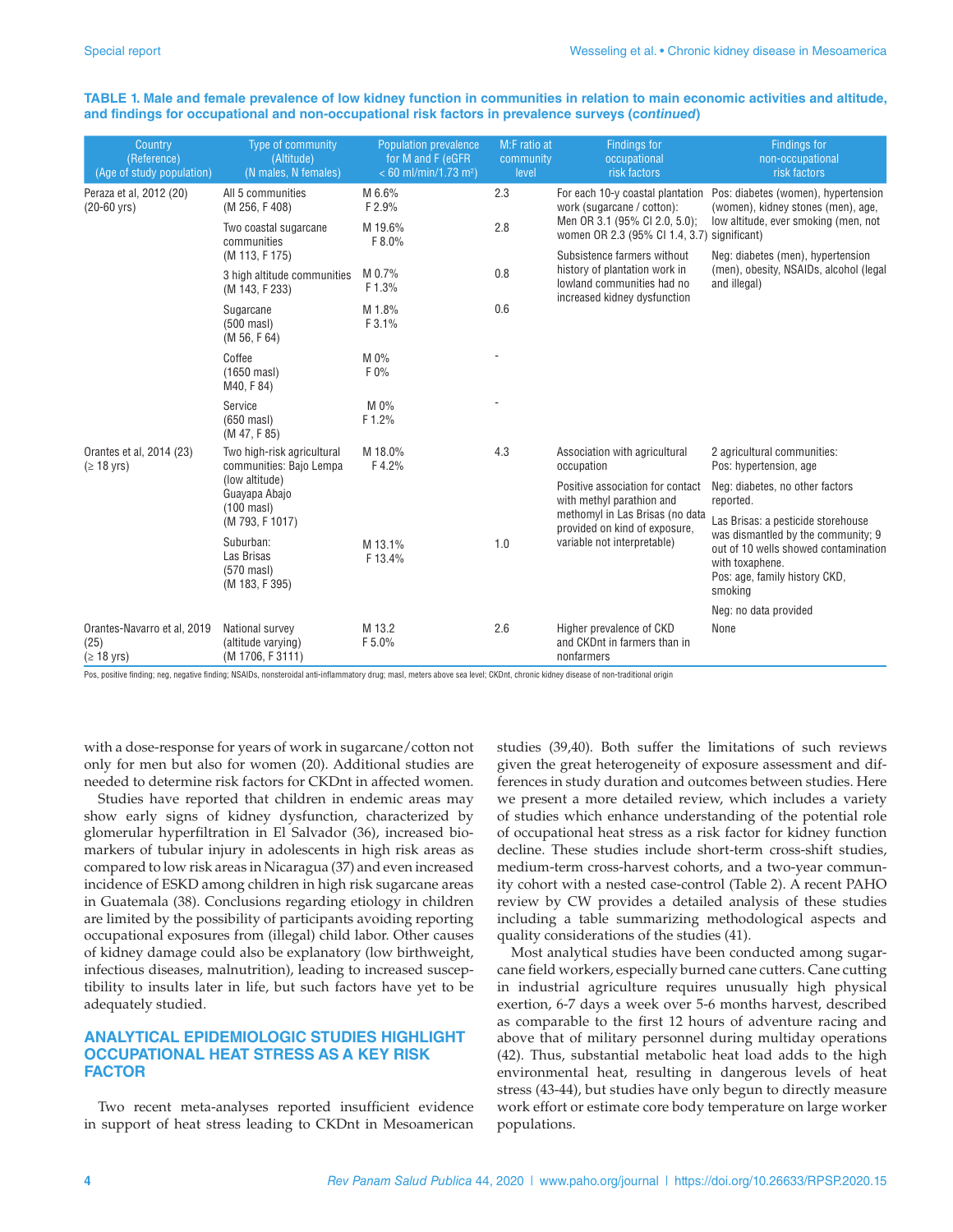**TABLE 1. Male and female prevalence of low kidney function in communities in relation to main economic activities and altitude, and findings for occupational and non-occupational risk factors in prevalence surveys (*continued*)**

| Country (Reference) (Age of study population) | Type of community (Altitude) (N males, N females) | Population prevalence for M and F (eGFR < 60 ml/min/1.73 m²) | M:F ratio at community level | Findings for occupational risk factors | Findings for non-occupational risk factors |
|---|---|---|---|---|---|
| Peraza et al, 2012 (20) (20-60 yrs) | All 5 communities (M 256, F 408) | M 6.6% F 2.9% | 2.3 | For each 10-y coastal plantation work (sugarcane / cotton): Men OR 3.1 (95% CI 2.0, 5.0); women OR 2.3 (95% CI 1.4, 3.7) | Pos: diabetes (women), hypertension (women), kidney stones (men), age, low altitude, ever smoking (men, not significant) |
| | Two coastal sugarcane communities (M 113, F 175) | M 19.6% F 8.0% | 2.8 | Subsistence farmers without history of plantation work in lowland communities had no increased kidney dysfunction | Neg: diabetes (men), hypertension (men), obesity, NSAIDs, alcohol (legal and illegal) |
| | 3 high altitude communities (M 143, F 233) | M 0.7% F 1.3% | 0.8 | | |
| | Sugarcane (500 masl) (M 56, F 64) | M 1.8% F 3.1% | 0.6 | | |
| | Coffee (1650 masl) M40, F 84) | M 0% F 0% | - | | |
| | Service (650 masl) (M 47, F 85) | M 0% F 1.2% | - | | |
| Orantes et al, 2014 (23) (≥ 18 yrs) | Two high-risk agricultural communities: Bajo Lempa (low altitude) Guayapa Abajo (100 masl) (M 793, F 1017) | M 18.0% F 4.2% | 4.3 | Association with agricultural occupation | 2 agricultural communities: Pos: hypertension, age |
| | | | | Positive association for contact with methyl parathion and methomyl in Las Brisas (no data provided on kind of exposure, variable not interpretable) | Neg: diabetes, no other factors reported. |
| | Suburban: Las Brisas (570 masl) (M 183, F 395) | M 13.1% F 13.4% | 1.0 | | Las Brisas: a pesticide storehouse was dismantled by the community; 9 out of 10 wells showed contamination with toxaphene. Pos: age, family history CKD, smoking |
| | | | | | Neg: no data provided |
| Orantes-Navarro et al, 2019 (25) (≥ 18 yrs) | National survey (altitude varying) (M 1706, F 3111) | M 13.2 F 5.0% | 2.6 | Higher prevalence of CKD and CKDnt in farmers than in nonfarmers | None |

Pos, positive finding; neg, negative finding; NSAIDs, nonsteroidal anti-inflammatory drug; masl, meters above sea level; CKDnt, chronic kidney disease of non-traditional origin

with a dose-response for years of work in sugarcane/cotton not only for men but also for women (20). Additional studies are needed to determine risk factors for CKDnt in affected women.

Studies have reported that children in endemic areas may show early signs of kidney dysfunction, characterized by glomerular hyperfiltration in El Salvador (36), increased biomarkers of tubular injury in adolescents in high risk areas as compared to low risk areas in Nicaragua (37) and even increased incidence of ESKD among children in high risk sugarcane areas in Guatemala (38). Conclusions regarding etiology in children are limited by the possibility of participants avoiding reporting occupational exposures from (illegal) child labor. Other causes of kidney damage could also be explanatory (low birthweight, infectious diseases, malnutrition), leading to increased susceptibility to insults later in life, but such factors have yet to be adequately studied.

## ANALYTICAL EPIDEMIOLOGIC STUDIES HIGHLIGHT OCCUPATIONAL HEAT STRESS AS A KEY RISK FACTOR

Two recent meta-analyses reported insufficient evidence in support of heat stress leading to CKDnt in Mesoamerican studies (39,40). Both suffer the limitations of such reviews given the great heterogeneity of exposure assessment and differences in study duration and outcomes between studies. Here we present a more detailed review, which includes a variety of studies which enhance understanding of the potential role of occupational heat stress as a risk factor for kidney function decline. These studies include short-term cross-shift studies, medium-term cross-harvest cohorts, and a two-year community cohort with a nested case-control (Table 2). A recent PAHO review by CW provides a detailed analysis of these studies including a table summarizing methodological aspects and quality considerations of the studies (41).

Most analytical studies have been conducted among sugarcane field workers, especially burned cane cutters. Cane cutting in industrial agriculture requires unusually high physical exertion, 6-7 days a week over 5-6 months harvest, described as comparable to the first 12 hours of adventure racing and above that of military personnel during multiday operations (42). Thus, substantial metabolic heat load adds to the high environmental heat, resulting in dangerous levels of heat stress (43-44), but studies have only begun to directly measure work effort or estimate core body temperature on large worker populations.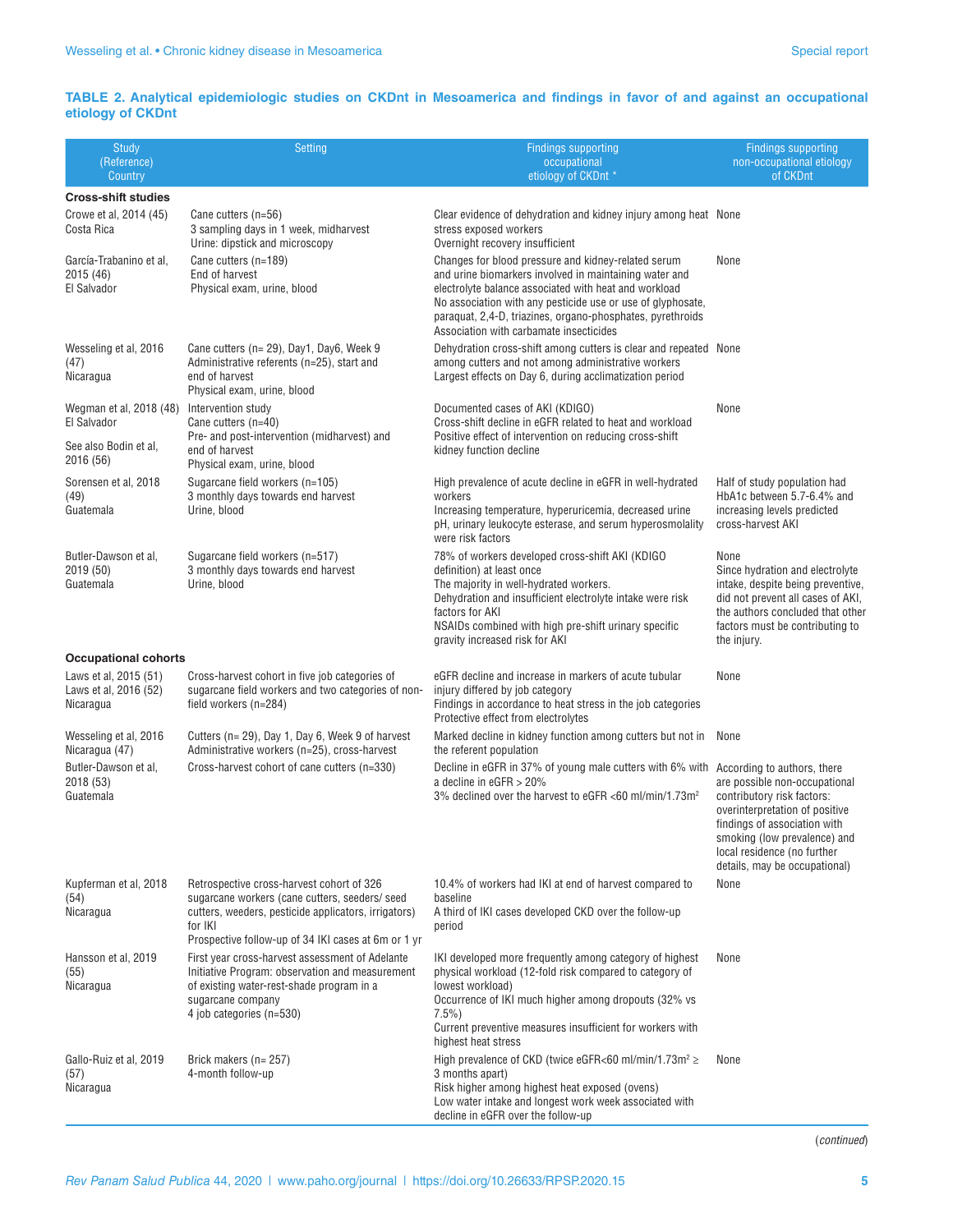**TABLE 2. Analytical epidemiologic studies on CKDnt in Mesoamerica and findings in favor of and against an occupational etiology of CKDnt**

| Study (Reference) Country | Setting | Findings supporting occupational etiology of CKDnt * | Findings supporting non-occupational etiology of CKDnt |
|---|---|---|---|
| **Cross-shift studies** | | | |
| Crowe et al, 2014 (45) Costa Rica | Cane cutters (n=56)<br>3 sampling days in 1 week, midharvest<br>Urine: dipstick and microscopy | Clear evidence of dehydration and kidney injury among heat stress exposed workers<br>Overnight recovery insufficient | None |
| García-Trabanino et al, 2015 (46) El Salvador | Cane cutters (n=189)<br>End of harvest<br>Physical exam, urine, blood | Changes for blood pressure and kidney-related serum and urine biomarkers involved in maintaining water and electrolyte balance associated with heat and workload<br>No association with any pesticide use or use of glyphosate, paraquat, 2,4-D, triazines, organo-phosphates, pyrethroids<br>Association with carbamate insecticides | None |
| Wesseling et al, 2016 (47) Nicaragua | Cane cutters (n= 29), Day1, Day6, Week 9<br>Administrative referents (n=25), start and end of harvest<br>Physical exam, urine, blood | Dehydration cross-shift among cutters is clear and repeated among cutters and not among administrative workers<br>Largest effects on Day 6, during acclimatization period | None |
| Wegman et al, 2018 (48) El Salvador<br><br>See also Bodin et al, 2016 (56) | Intervention study<br>Cane cutters (n=40)<br>Pre- and post-intervention (midharvest) and end of harvest<br>Physical exam, urine, blood | Documented cases of AKI (KDIGO)<br>Cross-shift decline in eGFR related to heat and workload<br>Positive effect of intervention on reducing cross-shift kidney function decline | None |
| Sorensen et al, 2018 (49) Guatemala | Sugarcane field workers (n=105)<br>3 monthly days towards end harvest<br>Urine, blood | High prevalence of acute decline in eGFR in well-hydrated workers<br>Increasing temperature, hyperuricemia, decreased urine pH, urinary leukocyte esterase, and serum hyperosmolality were risk factors | Half of study population had HbA1c between 5.7-6.4% and increasing levels predicted cross-harvest AKI |
| Butler-Dawson et al, 2019 (50) Guatemala | Sugarcane field workers (n=517)<br>3 monthly days towards end harvest<br>Urine, blood | 78% of workers developed cross-shift AKI (KDIGO definition) at least once<br>The majority in well-hydrated workers.<br>Dehydration and insufficient electrolyte intake were risk factors for AKI<br>NSAIDs combined with high pre-shift urinary specific gravity increased risk for AKI | None<br>Since hydration and electrolyte intake, despite being preventive, did not prevent all cases of AKI, the authors concluded that other factors must be contributing to the injury. |
| **Occupational cohorts** | | | |
| Laws et al, 2015 (51)<br>Laws et al, 2016 (52)<br>Nicaragua | Cross-harvest cohort in five job categories of sugarcane field workers and two categories of non-field workers (n=284) | eGFR decline and increase in markers of acute tubular injury differed by job category<br>Findings in accordance to heat stress in the job categories<br>Protective effect from electrolytes | None |
| Wesseling et al, 2016 Nicaragua (47) | Cutters (n= 29), Day 1, Day 6, Week 9 of harvest<br>Administrative workers (n=25), cross-harvest | Marked decline in kidney function among cutters but not in the referent population | None |
| Butler-Dawson et al, 2018 (53) Guatemala | Cross-harvest cohort of cane cutters (n=330) | Decline in eGFR in 37% of young male cutters with 6% with a decline in eGFR > 20%<br>3% declined over the harvest to eGFR <60 ml/min/1.73m$^2$ | According to authors, there are possible non-occupational contributory risk factors: overinterpretation of positive findings of association with smoking (low prevalence) and local residence (no further details, may be occupational) |
| Kupferman et al, 2018 (54) Nicaragua | Retrospective cross-harvest cohort of 326 sugarcane workers (cane cutters, seeders/ seed cutters, weeders, pesticide applicators, irrigators) for IKI<br>Prospective follow-up of 34 IKI cases at 6m or 1 yr | 10.4% of workers had IKI at end of harvest compared to baseline<br>A third of IKI cases developed CKD over the follow-up period | None |
| Hansson et al, 2019 (55) Nicaragua | First year cross-harvest assessment of Adelante Initiative Program: observation and measurement of existing water-rest-shade program in a sugarcane company<br>4 job categories (n=530) | IKI developed more frequently among category of highest physical workload (12-fold risk compared to category of lowest workload)<br>Occurrence of IKI much higher among dropouts (32% vs 7.5%)<br>Current preventive measures insufficient for workers with highest heat stress | None |
| Gallo-Ruiz et al, 2019 (57) Nicaragua | Brick makers (n= 257)<br>4-month follow-up | High prevalence of CKD (twice eGFR<60 ml/min/1.73m$^2$ ≥ 3 months apart)<br>Risk higher among highest heat exposed (ovens)<br>Low water intake and longest work week associated with decline in eGFR over the follow-up | None |

(*continued*)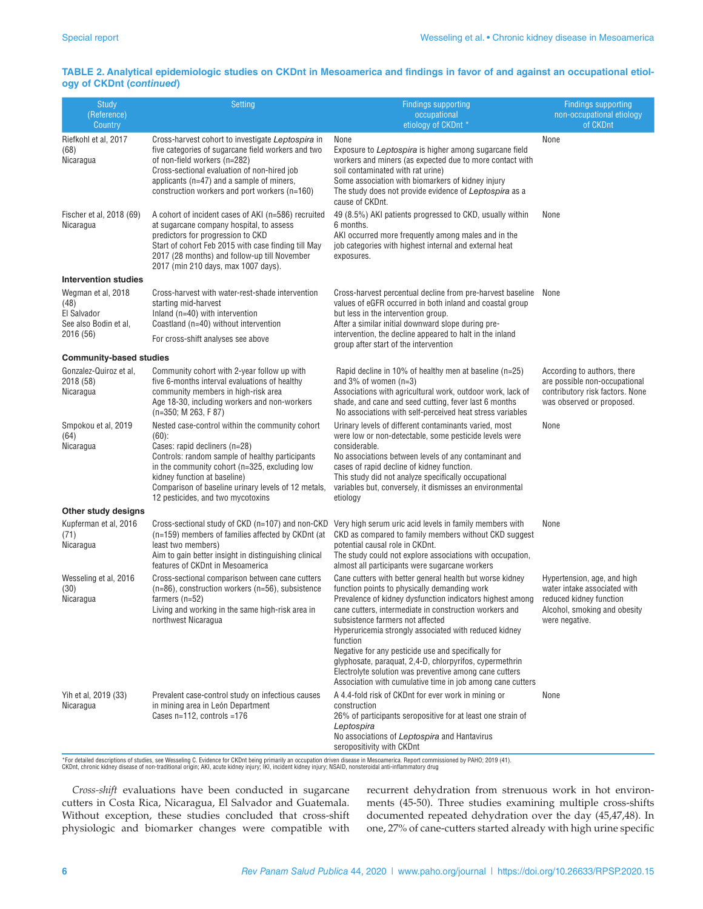**TABLE 2. Analytical epidemiologic studies on CKDnt in Mesoamerica and findings in favor of and against an occupational etiology of CKDnt (*continued*)**

| Study (Reference) Country | Setting | Findings supporting occupational etiology of CKDnt * | Findings supporting non-occupational etiology of CKDnt |
|---|---|---|---|
| Riefkohl et al, 2017 (68) Nicaragua | Cross-harvest cohort to investigate *Leptospira* in five categories of sugarcane field workers and two of non-field workers (n=282)<br>Cross-sectional evaluation of non-hired job applicants (n=47) and a sample of miners, construction workers and port workers (n=160) | None<br>Exposure to *Leptospira* is higher among sugarcane field workers and miners (as expected due to more contact with soil contaminated with rat urine)<br>Some association with biomarkers of kidney injury<br>The study does not provide evidence of *Leptospira* as a cause of CKDnt. | None |
| Fischer et al, 2018 (69) Nicaragua | A cohort of incident cases of AKI (n=586) recruited at sugarcane company hospital, to assess predictors for progression to CKD<br>Start of cohort Feb 2015 with case finding till May 2017 (28 months) and follow-up till November 2017 (min 210 days, max 1007 days). | 49 (8.5%) AKI patients progressed to CKD, usually within 6 months.<br>AKI occurred more frequently among males and in the job categories with highest internal and external heat exposures. | None |
| **Intervention studies** | | | |
| Wegman et al, 2018 (48) El Salvador See also Bodin et al, 2016 (56) | Cross-harvest with water-rest-shade intervention starting mid-harvest<br>Inland (n=40) with intervention<br>Coastland (n=40) without intervention<br>For cross-shift analyses see above | Cross-harvest percentual decline from pre-harvest baseline values of eGFR occurred in both inland and coastal group but less in the intervention group.<br>After a similar initial downward slope during pre-intervention, the decline appeared to halt in the inland group after start of the intervention | None |
| **Community-based studies** | | | |
| Gonzalez-Quiroz et al, 2018 (58) Nicaragua | Community cohort with 2-year follow up with five 6-months interval evaluations of healthy community members in high-risk area<br>Age 18-30, including workers and non-workers (n=350; M 263, F 87) | Rapid decline in 10% of healthy men at baseline (n=25) and 3% of women (n=3)<br>Associations with agricultural work, outdoor work, lack of shade, and cane and seed cutting, fever last 6 months<br>No associations with self-perceived heat stress variables | According to authors, there are possible non-occupational contributory risk factors. None was observed or proposed. |
| Smpokou et al, 2019 (64) Nicaragua | Nested case-control within the community cohort (60):<br>Cases: rapid decliners (n=28)<br>Controls: random sample of healthy participants in the community cohort (n=325, excluding low kidney function at baseline)<br>Comparison of baseline urinary levels of 12 metals, 12 pesticides, and two mycotoxins | Urinary levels of different contaminants varied, most were low or non-detectable, some pesticide levels were considerable.<br>No associations between levels of any contaminant and cases of rapid decline of kidney function.<br>This study did not analyze specifically occupational variables but, conversely, it dismisses an environmental etiology | None |
| **Other study designs** | | | |
| Kupferman et al, 2016 (71) Nicaragua | Cross-sectional study of CKD (n=107) and non-CKD (n=159) members of families affected by CKDnt (at least two members)<br>Aim to gain better insight in distinguishing clinical features of CKDnt in Mesoamerica | Very high serum uric acid levels in family members with CKD as compared to family members without CKD suggest potential causal role in CKDnt.<br>The study could not explore associations with occupation, almost all participants were sugarcane workers | None |
| Wesseling et al, 2016 (30) Nicaragua | Cross-sectional comparison between cane cutters (n=86), construction workers (n=56), subsistence farmers (n=52)<br>Living and working in the same high-risk area in northwest Nicaragua | Cane cutters with better general health but worse kidney function points to physically demanding work<br>Prevalence of kidney dysfunction indicators highest among cane cutters, intermediate in construction workers and subsistence farmers not affected<br>Hyperuricemia strongly associated with reduced kidney function<br>Negative for any pesticide use and specifically for glyphosate, paraquat, 2,4-D, chlorpyrifos, cypermethrin<br>Electrolyte solution was preventive among cane cutters<br>Association with cumulative time in job among cane cutters | Hypertension, age, and high water intake associated with reduced kidney function<br>Alcohol, smoking and obesity were negative. |
| Yih et al, 2019 (33) Nicaragua | Prevalent case-control study on infectious causes in mining area in León Department<br>Cases n=112, controls =176 | A 4.4-fold risk of CKDnt for ever work in mining or construction<br>26% of participants seropositive for at least one strain of *Leptospira*<br>No associations of *Leptospira* and Hantavirus seropositivity with CKDnt | None |

*For detailed descriptions of studies, see Wesseling C. Evidence for CKDnt being primarily an occupation driven disease in Mesoamerica. Report commissioned by PAHO; 2019 (41).
CKDnt, chronic kidney disease of non-traditional origin; AKI, acute kidney injury; IKI, incident kidney injury; NSAID, nonsteroidal anti-inflammatory drug

*Cross-shift* evaluations have been conducted in sugarcane cutters in Costa Rica, Nicaragua, El Salvador and Guatemala. Without exception, these studies concluded that cross-shift physiologic and biomarker changes were compatible with recurrent dehydration from strenuous work in hot environments (45-50). Three studies examining multiple cross-shifts documented repeated dehydration over the day (45,47,48). In one, 27% of cane-cutters started already with high urine specific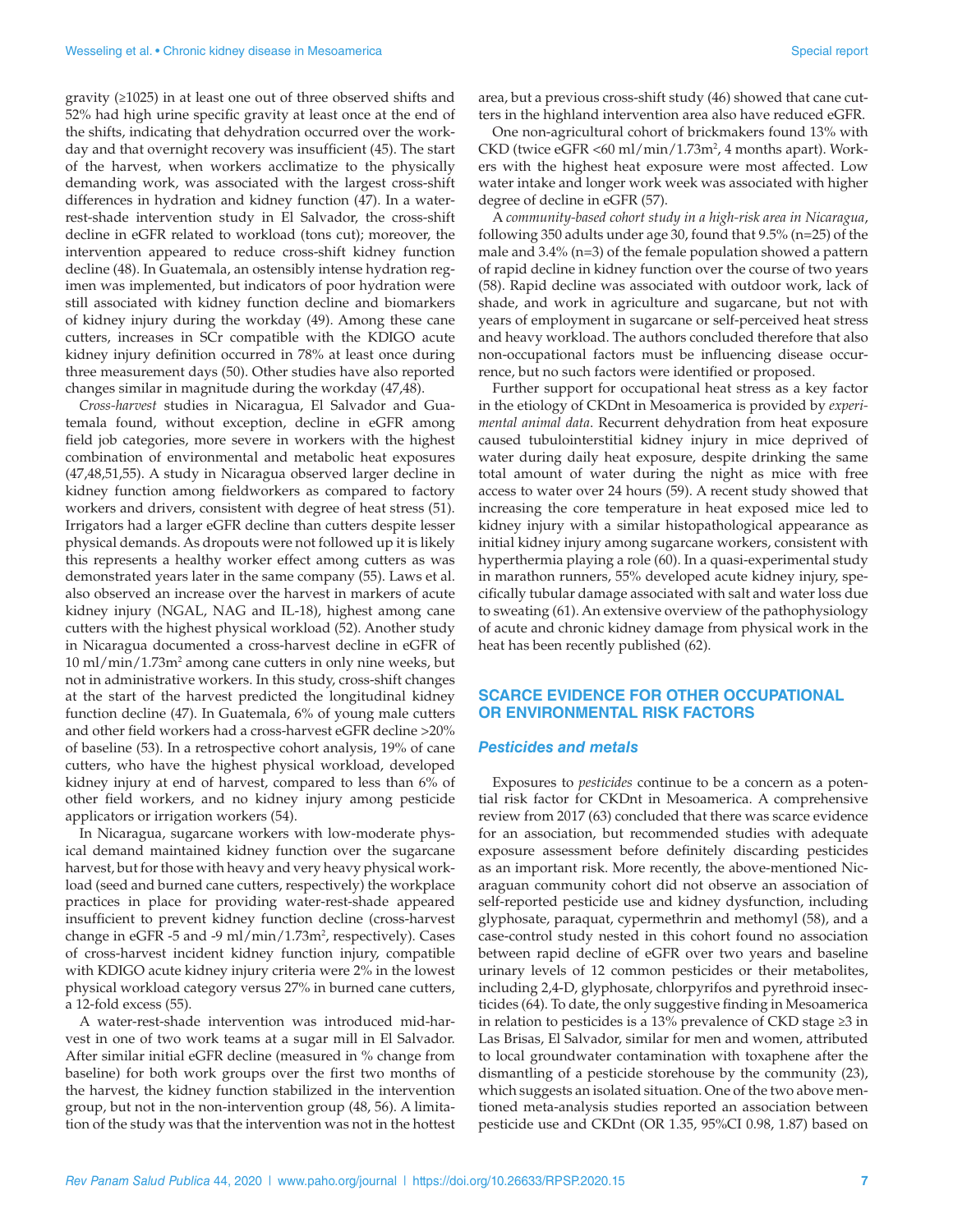gravity (≥1025) in at least one out of three observed shifts and 52% had high urine specific gravity at least once at the end of the shifts, indicating that dehydration occurred over the workday and that overnight recovery was insufficient (45). The start of the harvest, when workers acclimatize to the physically demanding work, was associated with the largest cross-shift differences in hydration and kidney function (47). In a water-rest-shade intervention study in El Salvador, the cross-shift decline in eGFR related to workload (tons cut); moreover, the intervention appeared to reduce cross-shift kidney function decline (48). In Guatemala, an ostensibly intense hydration regimen was implemented, but indicators of poor hydration were still associated with kidney function decline and biomarkers of kidney injury during the workday (49). Among these cane cutters, increases in SCr compatible with the KDIGO acute kidney injury definition occurred in 78% at least once during three measurement days (50). Other studies have also reported changes similar in magnitude during the workday (47,48).

*Cross-harvest* studies in Nicaragua, El Salvador and Guatemala found, without exception, decline in eGFR among field job categories, more severe in workers with the highest combination of environmental and metabolic heat exposures (47,48,51,55). A study in Nicaragua observed larger decline in kidney function among fieldworkers as compared to factory workers and drivers, consistent with degree of heat stress (51). Irrigators had a larger eGFR decline than cutters despite lesser physical demands. As dropouts were not followed up it is likely this represents a healthy worker effect among cutters as was demonstrated years later in the same company (55). Laws et al. also observed an increase over the harvest in markers of acute kidney injury (NGAL, NAG and IL-18), highest among cane cutters with the highest physical workload (52). Another study in Nicaragua documented a cross-harvest decline in eGFR of 10 ml/min/1.73m$^2$ among cane cutters in only nine weeks, but not in administrative workers. In this study, cross-shift changes at the start of the harvest predicted the longitudinal kidney function decline (47). In Guatemala, 6% of young male cutters and other field workers had a cross-harvest eGFR decline >20% of baseline (53). In a retrospective cohort analysis, 19% of cane cutters, who have the highest physical workload, developed kidney injury at end of harvest, compared to less than 6% of other field workers, and no kidney injury among pesticide applicators or irrigation workers (54).

In Nicaragua, sugarcane workers with low-moderate physical demand maintained kidney function over the sugarcane harvest, but for those with heavy and very heavy physical workload (seed and burned cane cutters, respectively) the workplace practices in place for providing water-rest-shade appeared insufficient to prevent kidney function decline (cross-harvest change in eGFR -5 and -9 ml/min/1.73m$^2$, respectively). Cases of cross-harvest incident kidney function injury, compatible with KDIGO acute kidney injury criteria were 2% in the lowest physical workload category versus 27% in burned cane cutters, a 12-fold excess (55).

A water-rest-shade intervention was introduced mid-harvest in one of two work teams at a sugar mill in El Salvador. After similar initial eGFR decline (measured in % change from baseline) for both work groups over the first two months of the harvest, the kidney function stabilized in the intervention group, but not in the non-intervention group (48, 56). A limitation of the study was that the intervention was not in the hottest area, but a previous cross-shift study (46) showed that cane cutters in the highland intervention area also have reduced eGFR.

One non-agricultural cohort of brickmakers found 13% with CKD (twice eGFR <60 ml/min/1.73m$^2$, 4 months apart). Workers with the highest heat exposure were most affected. Low water intake and longer work week was associated with higher degree of decline in eGFR (57).

A *community-based cohort study in a high-risk area in Nicaragua*, following 350 adults under age 30, found that 9.5% (n=25) of the male and 3.4% (n=3) of the female population showed a pattern of rapid decline in kidney function over the course of two years (58). Rapid decline was associated with outdoor work, lack of shade, and work in agriculture and sugarcane, but not with years of employment in sugarcane or self-perceived heat stress and heavy workload. The authors concluded therefore that also non-occupational factors must be influencing disease occurrence, but no such factors were identified or proposed.

Further support for occupational heat stress as a key factor in the etiology of CKDnt in Mesoamerica is provided by *experimental animal data*. Recurrent dehydration from heat exposure caused tubulointerstitial kidney injury in mice deprived of water during daily heat exposure, despite drinking the same total amount of water during the night as mice with free access to water over 24 hours (59). A recent study showed that increasing the core temperature in heat exposed mice led to kidney injury with a similar histopathological appearance as initial kidney injury among sugarcane workers, consistent with hyperthermia playing a role (60). In a quasi-experimental study in marathon runners, 55% developed acute kidney injury, specifically tubular damage associated with salt and water loss due to sweating (61). An extensive overview of the pathophysiology of acute and chronic kidney damage from physical work in the heat has been recently published (62).

## SCARCE EVIDENCE FOR OTHER OCCUPATIONAL OR ENVIRONMENTAL RISK FACTORS

### Pesticides and metals

Exposures to *pesticides* continue to be a concern as a potential risk factor for CKDnt in Mesoamerica. A comprehensive review from 2017 (63) concluded that there was scarce evidence for an association, but recommended studies with adequate exposure assessment before definitely discarding pesticides as an important risk. More recently, the above-mentioned Nicaraguan community cohort did not observe an association of self-reported pesticide use and kidney dysfunction, including glyphosate, paraquat, cypermethrin and methomyl (58), and a case-control study nested in this cohort found no association between rapid decline of eGFR over two years and baseline urinary levels of 12 common pesticides or their metabolites, including 2,4-D, glyphosate, chlorpyrifos and pyrethroid insecticides (64). To date, the only suggestive finding in Mesoamerica in relation to pesticides is a 13% prevalence of CKD stage ≥3 in Las Brisas, El Salvador, similar for men and women, attributed to local groundwater contamination with toxaphene after the dismantling of a pesticide storehouse by the community (23), which suggests an isolated situation. One of the two above mentioned meta-analysis studies reported an association between pesticide use and CKDnt (OR 1.35, 95%CI 0.98, 1.87) based on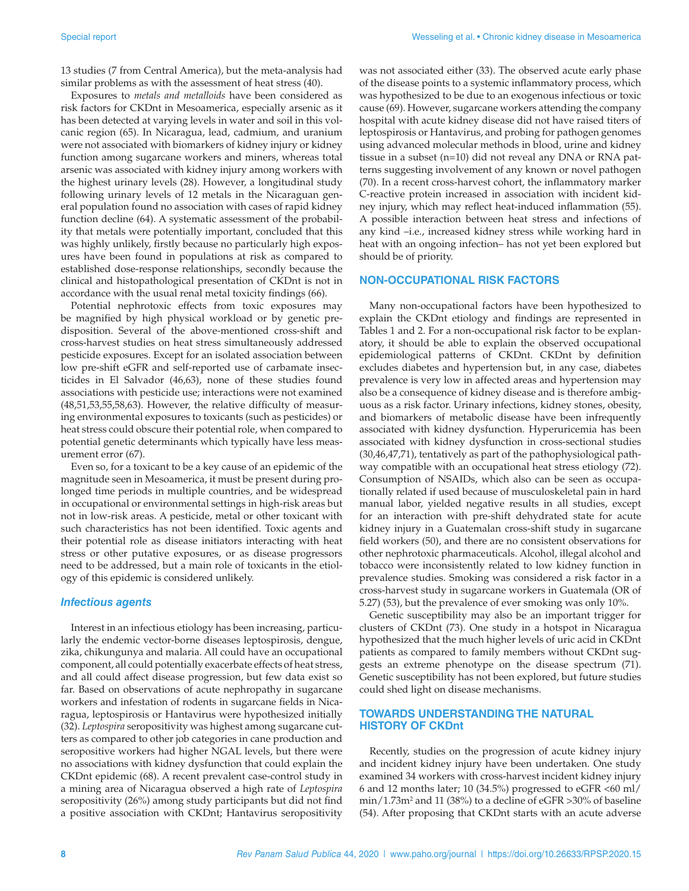13 studies (7 from Central America), but the meta-analysis had similar problems as with the assessment of heat stress (40).

Exposures to *metals and metalloids* have been considered as risk factors for CKDnt in Mesoamerica, especially arsenic as it has been detected at varying levels in water and soil in this volcanic region (65). In Nicaragua, lead, cadmium, and uranium were not associated with biomarkers of kidney injury or kidney function among sugarcane workers and miners, whereas total arsenic was associated with kidney injury among workers with the highest urinary levels (28). However, a longitudinal study following urinary levels of 12 metals in the Nicaraguan general population found no association with cases of rapid kidney function decline (64). A systematic assessment of the probability that metals were potentially important, concluded that this was highly unlikely, firstly because no particularly high exposures have been found in populations at risk as compared to established dose-response relationships, secondly because the clinical and histopathological presentation of CKDnt is not in accordance with the usual renal metal toxicity findings (66).

Potential nephrotoxic effects from toxic exposures may be magnified by high physical workload or by genetic predisposition. Several of the above-mentioned cross-shift and cross-harvest studies on heat stress simultaneously addressed pesticide exposures. Except for an isolated association between low pre-shift eGFR and self-reported use of carbamate insecticides in El Salvador (46,63), none of these studies found associations with pesticide use; interactions were not examined (48,51,53,55,58,63). However, the relative difficulty of measuring environmental exposures to toxicants (such as pesticides) or heat stress could obscure their potential role, when compared to potential genetic determinants which typically have less measurement error (67).

Even so, for a toxicant to be a key cause of an epidemic of the magnitude seen in Mesoamerica, it must be present during prolonged time periods in multiple countries, and be widespread in occupational or environmental settings in high-risk areas but not in low-risk areas. A pesticide, metal or other toxicant with such characteristics has not been identified. Toxic agents and their potential role as disease initiators interacting with heat stress or other putative exposures, or as disease progressors need to be addressed, but a main role of toxicants in the etiology of this epidemic is considered unlikely.

### *Infectious agents*

Interest in an infectious etiology has been increasing, particularly the endemic vector-borne diseases leptospirosis, dengue, zika, chikungunya and malaria. All could have an occupational component, all could potentially exacerbate effects of heat stress, and all could affect disease progression, but few data exist so far. Based on observations of acute nephropathy in sugarcane workers and infestation of rodents in sugarcane fields in Nicaragua, leptospirosis or Hantavirus were hypothesized initially (32). *Leptospira* seropositivity was highest among sugarcane cutters as compared to other job categories in cane production and seropositive workers had higher NGAL levels, but there were no associations with kidney dysfunction that could explain the CKDnt epidemic (68). A recent prevalent case-control study in a mining area of Nicaragua observed a high rate of *Leptospira* seropositivity (26%) among study participants but did not find a positive association with CKDnt; Hantavirus seropositivity was not associated either (33). The observed acute early phase of the disease points to a systemic inflammatory process, which was hypothesized to be due to an exogenous infectious or toxic cause (69). However, sugarcane workers attending the company hospital with acute kidney disease did not have raised titers of leptospirosis or Hantavirus, and probing for pathogen genomes using advanced molecular methods in blood, urine and kidney tissue in a subset (n=10) did not reveal any DNA or RNA patterns suggesting involvement of any known or novel pathogen (70). In a recent cross-harvest cohort, the inflammatory marker C-reactive protein increased in association with incident kidney injury, which may reflect heat-induced inflammation (55). A possible interaction between heat stress and infections of any kind –i.e., increased kidney stress while working hard in heat with an ongoing infection– has not yet been explored but should be of priority.

## NON-OCCUPATIONAL RISK FACTORS

Many non-occupational factors have been hypothesized to explain the CKDnt etiology and findings are represented in Tables 1 and 2. For a non-occupational risk factor to be explanatory, it should be able to explain the observed occupational epidemiological patterns of CKDnt. CKDnt by definition excludes diabetes and hypertension but, in any case, diabetes prevalence is very low in affected areas and hypertension may also be a consequence of kidney disease and is therefore ambiguous as a risk factor. Urinary infections, kidney stones, obesity, and biomarkers of metabolic disease have been infrequently associated with kidney dysfunction. Hyperuricemia has been associated with kidney dysfunction in cross-sectional studies (30,46,47,71), tentatively as part of the pathophysiological pathway compatible with an occupational heat stress etiology (72). Consumption of NSAIDs, which also can be seen as occupationally related if used because of musculoskeletal pain in hard manual labor, yielded negative results in all studies, except for an interaction with pre-shift dehydrated state for acute kidney injury in a Guatemalan cross-shift study in sugarcane field workers (50), and there are no consistent observations for other nephrotoxic pharmaceuticals. Alcohol, illegal alcohol and tobacco were inconsistently related to low kidney function in prevalence studies. Smoking was considered a risk factor in a cross-harvest study in sugarcane workers in Guatemala (OR of 5.27) (53), but the prevalence of ever smoking was only 10%.

Genetic susceptibility may also be an important trigger for clusters of CKDnt (73). One study in a hotspot in Nicaragua hypothesized that the much higher levels of uric acid in CKDnt patients as compared to family members without CKDnt suggests an extreme phenotype on the disease spectrum (71). Genetic susceptibility has not been explored, but future studies could shed light on disease mechanisms.

## TOWARDS UNDERSTANDING THE NATURAL HISTORY OF CKDnt

Recently, studies on the progression of acute kidney injury and incident kidney injury have been undertaken. One study examined 34 workers with cross-harvest incident kidney injury 6 and 12 months later; 10 (34.5%) progressed to eGFR <60 ml/min/1.73m$^2$ and 11 (38%) to a decline of eGFR >30% of baseline (54). After proposing that CKDnt starts with an acute adverse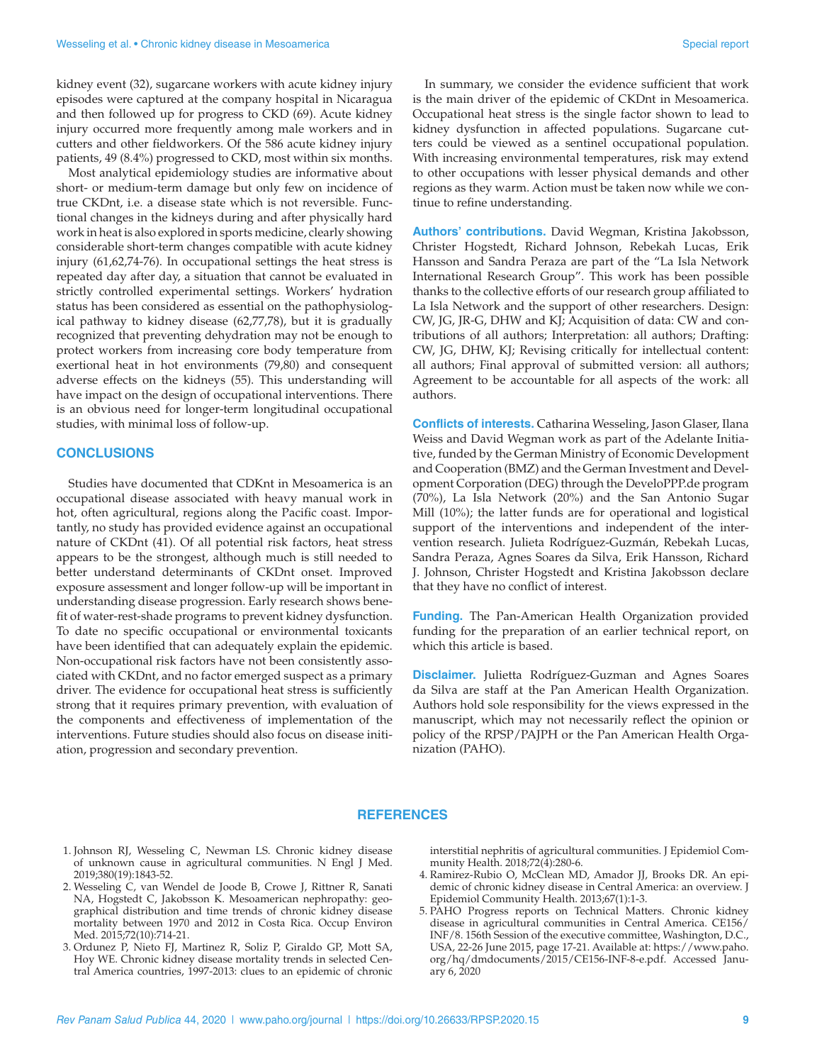kidney event (32), sugarcane workers with acute kidney injury episodes were captured at the company hospital in Nicaragua and then followed up for progress to CKD (69). Acute kidney injury occurred more frequently among male workers and in cutters and other fieldworkers. Of the 586 acute kidney injury patients, 49 (8.4%) progressed to CKD, most within six months.

Most analytical epidemiology studies are informative about short- or medium-term damage but only few on incidence of true CKDnt, i.e. a disease state which is not reversible. Functional changes in the kidneys during and after physically hard work in heat is also explored in sports medicine, clearly showing considerable short-term changes compatible with acute kidney injury (61,62,74-76). In occupational settings the heat stress is repeated day after day, a situation that cannot be evaluated in strictly controlled experimental settings. Workers' hydration status has been considered as essential on the pathophysiological pathway to kidney disease (62,77,78), but it is gradually recognized that preventing dehydration may not be enough to protect workers from increasing core body temperature from exertional heat in hot environments (79,80) and consequent adverse effects on the kidneys (55). This understanding will have impact on the design of occupational interventions. There is an obvious need for longer-term longitudinal occupational studies, with minimal loss of follow-up.

## CONCLUSIONS

Studies have documented that CDKnt in Mesoamerica is an occupational disease associated with heavy manual work in hot, often agricultural, regions along the Pacific coast. Importantly, no study has provided evidence against an occupational nature of CKDnt (41). Of all potential risk factors, heat stress appears to be the strongest, although much is still needed to better understand determinants of CKDnt onset. Improved exposure assessment and longer follow-up will be important in understanding disease progression. Early research shows benefit of water-rest-shade programs to prevent kidney dysfunction. To date no specific occupational or environmental toxicants have been identified that can adequately explain the epidemic. Non-occupational risk factors have not been consistently associated with CKDnt, and no factor emerged suspect as a primary driver. The evidence for occupational heat stress is sufficiently strong that it requires primary prevention, with evaluation of the components and effectiveness of implementation of the interventions. Future studies should also focus on disease initiation, progression and secondary prevention.

In summary, we consider the evidence sufficient that work is the main driver of the epidemic of CKDnt in Mesoamerica. Occupational heat stress is the single factor shown to lead to kidney dysfunction in affected populations. Sugarcane cutters could be viewed as a sentinel occupational population. With increasing environmental temperatures, risk may extend to other occupations with lesser physical demands and other regions as they warm. Action must be taken now while we continue to refine understanding.

**Authors' contributions.** David Wegman, Kristina Jakobsson, Christer Hogstedt, Richard Johnson, Rebekah Lucas, Erik Hansson and Sandra Peraza are part of the "La Isla Network International Research Group". This work has been possible thanks to the collective efforts of our research group affiliated to La Isla Network and the support of other researchers. Design: CW, JG, JR-G, DHW and KJ; Acquisition of data: CW and contributions of all authors; Interpretation: all authors; Drafting: CW, JG, DHW, KJ; Revising critically for intellectual content: all authors; Final approval of submitted version: all authors; Agreement to be accountable for all aspects of the work: all authors.

**Conflicts of interests.** Catharina Wesseling, Jason Glaser, Ilana Weiss and David Wegman work as part of the Adelante Initiative, funded by the German Ministry of Economic Development and Cooperation (BMZ) and the German Investment and Development Corporation (DEG) through the DeveloPPP.de program (70%), La Isla Network (20%) and the San Antonio Sugar Mill (10%); the latter funds are for operational and logistical support of the interventions and independent of the intervention research. Julieta Rodríguez-Guzmán, Rebekah Lucas, Sandra Peraza, Agnes Soares da Silva, Erik Hansson, Richard J. Johnson, Christer Hogstedt and Kristina Jakobsson declare that they have no conflict of interest.

**Funding.** The Pan-American Health Organization provided funding for the preparation of an earlier technical report, on which this article is based.

**Disclaimer.** Julietta Rodríguez-Guzman and Agnes Soares da Silva are staff at the Pan American Health Organization. Authors hold sole responsibility for the views expressed in the manuscript, which may not necessarily reflect the opinion or policy of the RPSP/PAJPH or the Pan American Health Organization (PAHO).

## REFERENCES

1. Johnson RJ, Wesseling C, Newman LS. Chronic kidney disease of unknown cause in agricultural communities. N Engl J Med. 2019;380(19):1843-52.
2. Wesseling C, van Wendel de Joode B, Crowe J, Rittner R, Sanati NA, Hogstedt C, Jakobsson K. Mesoamerican nephropathy: geographical distribution and time trends of chronic kidney disease mortality between 1970 and 2012 in Costa Rica. Occup Environ Med. 2015;72(10):714-21.
3. Ordunez P, Nieto FJ, Martinez R, Soliz P, Giraldo GP, Mott SA, Hoy WE. Chronic kidney disease mortality trends in selected Central America countries, 1997-2013: clues to an epidemic of chronic interstitial nephritis of agricultural communities. J Epidemiol Community Health. 2018;72(4):280-6.
4. Ramirez-Rubio O, McClean MD, Amador JJ, Brooks DR. An epidemic of chronic kidney disease in Central America: an overview. J Epidemiol Community Health. 2013;67(1):1-3.
5. PAHO Progress reports on Technical Matters. Chronic kidney disease in agricultural communities in Central America. CE156/INF/8. 156th Session of the executive committee, Washington, D.C., USA, 22-26 June 2015, page 17-21. Available at: https://www.paho.org/hq/dmdocuments/2015/CE156-INF-8-e.pdf. Accessed January 6, 2020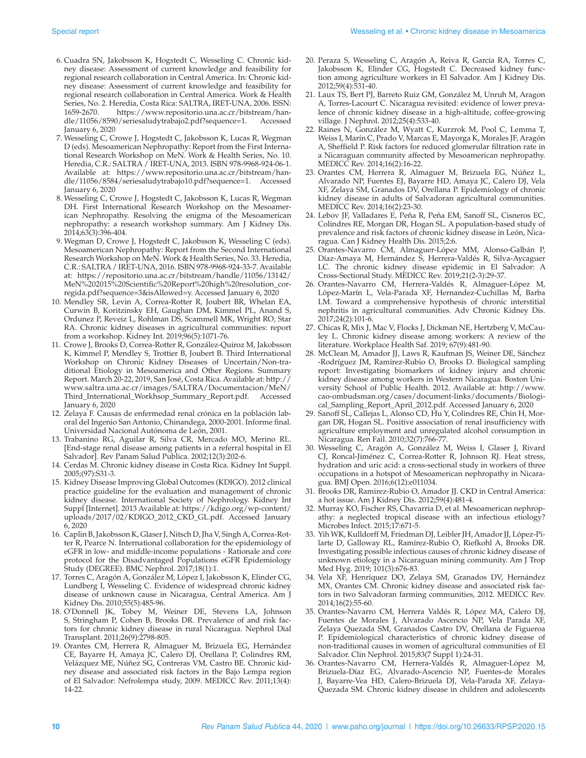6. Cuadra SN, Jakobsson K, Hogstedt C, Wesseling C. Chronic kidney disease: Assessment of current knowledge and feasibility for regional research collaboration in Central America. In: Chronic kidney disease: Assessment of current knowledge and feasibility for regional research collaboration in Central America. Work & Health Series, No. 2. Heredia, Costa Rica: SALTRA, IRET-UNA, 2006. ISSN: 1659-2670. https://www.repositorio.una.ac.cr/bitstream/handle/11056/8590/seriesaludytrabajo2.pdf?sequence=1. Accessed January 6, 2020
7. Wesseling C, Crowe J, Hogstedt C, Jakobsson K, Lucas R, Wegman D (eds). Mesoamerican Nephropathy: Report from the First International Research Workshop on MeN. Work & Health Series, No. 10. Heredia, C.R.: SALTRA / IRET-UNA, 2013. ISBN 978-9968-924-06-1. Available at: https://www.repositorio.una.ac.cr/bitstream/handle/11056/8584/seriesaludytrabajo10.pdf?sequence=1. Accessed January 6, 2020
8. Wesseling C, Crowe J, Hogstedt C, Jakobsson K, Lucas R, Wegman DH. First International Research Workshop on the Mesoamerican Nephropathy. Resolving the enigma of the Mesoamerican nephropathy: a research workshop summary. Am J Kidney Dis. 2014;63(3):396-404.
9. Wegman D, Crowe J, Hogstedt C, Jakobsson K, Wesseling C (eds). Mesoamerican Nephropathy: Report from the Second International Research Workshop on MeN. Work & Health Series, No. 33. Heredia, C.R.: SALTRA / IRET-UNA, 2016. ISBN 978-9968-924-33-7. Available at: https://repositorio.una.ac.cr/bitstream/handle/11056/13142/MeN%202015%20Scientific%20Report%20high%20resolution_corregida.pdf?sequence=3&isAllowed=y. Accessed January 6, 2020
10. Mendley SR, Levin A, Correa-Rotter R, Joubert BR, Whelan EA, Curwin B, Koritzinsky EH, Gaughan DM, Kimmel PL, Anand S, Ordunez P, Reveiz L, Rohlman DS, Scammell MK, Wright RO, Star RA. Chronic kidney diseases in agricultural communities: report from a workshop. Kidney Int. 2019;96(5):1071-76.
11. Crowe J, Brooks D, Correa-Rotter R, González-Quiroz M, Jakobsson K, Kimmel P, Mendley S, Trottier B, Joubert B. Third International Workshop on Chronic Kidney Diseases of Uncertain/Non-traditional Etiology in Mesoamerica and Other Regions. Summary Report. March 20-22, 2019, San José, Costa Rica. Available at: http://www.saltra.una.ac.cr/images/SALTRA/Documentacion/MeN/Third_International_Workhsop_Summary_Report.pdf. Accessed January 6, 2020
12. Zelaya F. Causas de enfermedad renal crónica en la población laboral del Ingenio San Antonio, Chinandega, 2000-2001. Informe final. Universidad Nacional Autónoma de León, 2001.
13. Trabanino RG, Aguilar R, Silva CR, Mercado MO, Merino RL. [End-stage renal disease among patients in a referral hospital in El Salvador]. Rev Panam Salud Publica. 2002;12(3):202-6.
14. Cerdas M. Chronic kidney disease in Costa Rica. Kidney Int Suppl. 2005;(97):S31-3.
15. Kidney Disease Improving Global Outcomes (KDIGO). 2012 clinical practice guideline for the evaluation and management of chronic kidney disease. International Society of Nephrology. Kidney Int Suppl [Internet]. 2013 Available at: https://kdigo.org/wp-content/uploads/2017/02/KDIGO_2012_CKD_GL.pdf. Accessed January 6, 2020
16. Caplin B, Jakobsson K, Glaser J, Nitsch D, Jha V, Singh A, Correa-Rotter R, Pearce N. International collaboration for the epidemiology of eGFR in low- and middle-income populations - Rationale and core protocol for the Disadvantaged Populations eGFR Epidemiology Study (DEGREE). BMC Nephrol. 2017;18(1):1.
17. Torres C, Aragón A, González M, López I, Jakobsson K, Elinder CG, Lundberg I, Wesseling C. Evidence of widespread chronic kidney disease of unknown cause in Nicaragua, Central America. Am J Kidney Dis. 2010;55(5):485-96.
18. O'Donnell JK, Tobey M, Weiner DE, Stevens LA, Johnson S, Stringham P, Cohen B, Brooks DR. Prevalence of and risk factors for chronic kidney disease in rural Nicaragua. Nephrol Dial Transplant. 2011;26(9):2798-805.
19. Orantes CM, Herrera R, Almaguer M, Brizuela EG, Hernández CE, Bayarre H, Amaya JC, Calero DJ, Orellana P, Colindres RM, Velázquez ME, Núñez SG, Contreras VM, Castro BE. Chronic kidney disease and associated risk factors in the Bajo Lempa region of El Salvador: Nefrolempa study, 2009. MEDICC Rev. 2011;13(4):14-22.
20. Peraza S, Wesseling C, Aragón A, Reiva R, García RA, Torres C, Jakobsson K, Elinder CG, Hogstedt C. Decreased kidney function among agriculture workers in El Salvador. Am J Kidney Dis. 2012;59(4):531-40.
21. Laux TS, Bert PJ, Barreto Ruiz GM, González M, Unruh M, Aragon A, Torres-Lacourt C. Nicaragua revisited: evidence of lower prevalence of chronic kidney disease in a high-altitude, coffee-growing village. J Nephrol. 2012;25(4):533-40.
22. Raines N, González M, Wyatt C, Kurzrok M, Pool C, Lemma T, Weiss I, Marín C, Prado V, Marcas E, Mayorga K, Morales JF, Aragón A, Sheffield P. Risk factors for reduced glomerular filtration rate in a Nicaraguan community affected by Mesoamerican nephropathy. MEDICC Rev. 2014;16(2):16-22.
23. Orantes CM, Herrera R, Almaguer M, Brizuela EG, Núñez L, Alvarado NP, Fuentes EJ, Bayarre HD, Amaya JC, Calero DJ, Vela XF, Zelaya SM, Granados DV, Orellana P. Epidemiology of chronic kidney disease in adults of Salvadoran agricultural communities. MEDICC Rev. 2014;16(2):23-30.
24. Lebov JF, Valladares E, Peña R, Peña EM, Sanoff SL, Cisneros EC, Colindres RE, Morgan DR, Hogan SL. A population-based study of prevalence and risk factors of chronic kidney disease in León, Nicaragua. Can J Kidney Health Dis. 2015;2:6.
25. Orantes-Navarro CM, Almaguer-López MM, Alonso-Galbán P, Díaz-Amaya M, Hernández S, Herrera-Valdés R, Silva-Aycaguer LC. The chronic kidney disease epidemic in El Salvador: A Cross-Sectional Study. MEDICC Rev. 2019;21(2-3):29-37.
26. Orantes-Navarro CM, Herrera-Valdés R, Almaguer-López M, López-Marín L, Vela-Parada XF, Hernandez-Cuchillas M, Barba LM. Toward a comprehensive hypothesis of chronic interstitial nephritis in agricultural communities. Adv Chronic Kidney Dis. 2017;24(2):101-6.
27. Chicas R, Mix J, Mac V, Flocks J, Dickman NE, Hertzberg V, McCauley L. Chronic kidney disease among workers: A review of the literature. Workplace Health Saf. 2019; 67(9):481-90.
28. McClean M, Amador JJ, Laws R, Kaufman JS, Weiner DE, Sánchez -Rodríguez JM, Ramírez-Rubio O, Brooks D. Biological sampling report: Investigating biomarkers of kidney injury and chronic kidney disease among workers in Western Nicaragua. Boston University School of Public Health. 2012. Available at: http://www.cao-ombudsman.org/cases/document-links/documents/Biological_Sampling_Report_April_2012.pdf. Accessed January 6, 2020
29. Sanoff SL, Callejas L, Alonso CD, Hu Y, Colindres RE, Chin H, Morgan DR, Hogan SL. Positive association of renal insufficiency with agriculture employment and unregulated alcohol consumption in Nicaragua. Ren Fail. 2010;32(7):766-77.
30. Wesseling C, Aragón A, González M, Weiss I, Glaser J, Rivard CJ, Roncal-Jiménez C, Correa-Rotter R, Johnson RJ. Heat stress, hydration and uric acid: a cross-sectional study in workers of three occupations in a hotspot of Mesoamerican nephropathy in Nicaragua. BMJ Open. 2016;6(12):e011034.
31. Brooks DR, Ramirez-Rubio O, Amador JJ. CKD in Central America: a hot issue. Am J Kidney Dis. 2012;59(4):481-4.
32. Murray KO, Fischer RS, Chavarria D, et al. Mesoamerican nephropathy: a neglected tropical disease with an infectious etiology? Microbes Infect. 2015;17:671-5.
33. Yih WK, Kulldorff M, Friedman DJ, Leibler JH, Amador JJ, López-Pilarte D, Galloway RL, Ramírez-Rubio O, Riefkohl A, Brooks DR. Investigating possible infectious causes of chronic kidney disease of unknown etiology in a Nicaraguan mining community. Am J Trop Med Hyg. 2019; 101(3):676-83.
34. Vela XF, Henríquez DO, Zelaya SM, Granados DV, Hernández MX, Orantes CM. Chronic kidney disease and associated risk factors in two Salvadoran farming communities, 2012. MEDICC Rev. 2014;16(2):55-60.
35. Orantes-Navarro CM, Herrera Valdés R, López MA, Calero DJ, Fuentes de Morales J, Alvarado Ascencio NP, Vela Parada XF, Zelaya Quezada SM, Granados Castro DV, Orellana de Figueroa P. Epidemiological characteristics of chronic kidney disease of non-traditional causes in women of agricultural communities of El Salvador. Clin Nephrol. 2015;83(7 Suppl 1):24-31.
36. Orantes-Navarro CM, Herrera-Valdés R, Almaguer-López M, Brizuela-Díaz EG, Alvarado-Ascencio NP, Fuentes-de Morales J, Bayarre-Vea HD, Calero-Brizuela DJ, Vela-Parada XF, Zelaya-Quezada SM. Chronic kidney disease in children and adolescents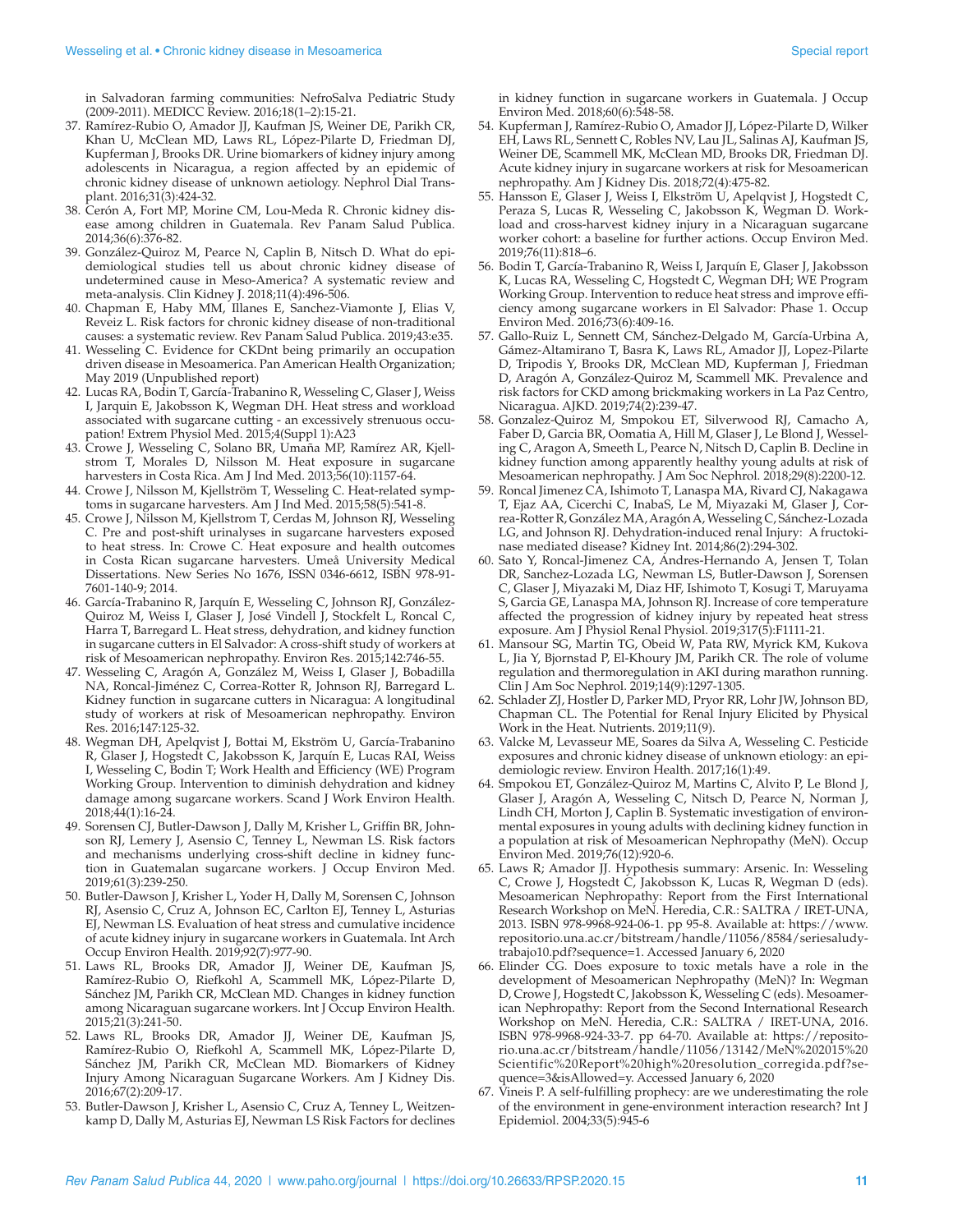in Salvadoran farming communities: NefroSalva Pediatric Study (2009-2011). MEDICC Review. 2016;18(1–2):15-21.

37. Ramírez-Rubio O, Amador JJ, Kaufman JS, Weiner DE, Parikh CR, Khan U, McClean MD, Laws RL, López-Pilarte D, Friedman DJ, Kupferman J, Brooks DR. Urine biomarkers of kidney injury among adolescents in Nicaragua, a region affected by an epidemic of chronic kidney disease of unknown aetiology. Nephrol Dial Transplant. 2016;31(3):424-32.
38. Cerón A, Fort MP, Morine CM, Lou-Meda R. Chronic kidney disease among children in Guatemala. Rev Panam Salud Publica. 2014;36(6):376-82.
39. González-Quiroz M, Pearce N, Caplin B, Nitsch D. What do epidemiological studies tell us about chronic kidney disease of undetermined cause in Meso-America? A systematic review and meta-analysis. Clin Kidney J. 2018;11(4):496-506.
40. Chapman E, Haby MM, Illanes E, Sanchez-Viamonte J, Elias V, Reveiz L. Risk factors for chronic kidney disease of non-traditional causes: a systematic review. Rev Panam Salud Publica. 2019;43:e35.
41. Wesseling C. Evidence for CKDnt being primarily an occupation driven disease in Mesoamerica. Pan American Health Organization; May 2019 (Unpublished report)
42. Lucas RA, Bodin T, García-Trabanino R, Wesseling C, Glaser J, Weiss I, Jarquin E, Jakobsson K, Wegman DH. Heat stress and workload associated with sugarcane cutting - an excessively strenuous occupation! Extrem Physiol Med. 2015;4(Suppl 1):A23
43. Crowe J, Wesseling C, Solano BR, Umaña MP, Ramírez AR, Kjellstrom T, Morales D, Nilsson M. Heat exposure in sugarcane harvesters in Costa Rica. Am J Ind Med. 2013;56(10):1157-64.
44. Crowe J, Nilsson M, Kjellström T, Wesseling C. Heat-related symptoms in sugarcane harvesters. Am J Ind Med. 2015;58(5):541-8.
45. Crowe J, Nilsson M, Kjellstrom T, Cerdas M, Johnson RJ, Wesseling C. Pre and post-shift urinalyses in sugarcane harvesters exposed to heat stress. In: Crowe C. Heat exposure and health outcomes in Costa Rican sugarcane harvesters. Umeå University Medical Dissertations. New Series No 1676, ISSN 0346-6612, ISBN 978-91-7601-140-9; 2014.
46. García-Trabanino R, Jarquín E, Wesseling C, Johnson RJ, González-Quiroz M, Weiss I, Glaser J, José Vindell J, Stockfelt L, Roncal C, Harra T, Barregard L. Heat stress, dehydration, and kidney function in sugarcane cutters in El Salvador: A cross-shift study of workers at risk of Mesoamerican nephropathy. Environ Res. 2015;142:746-55.
47. Wesseling C, Aragón A, González M, Weiss I, Glaser J, Bobadilla NA, Roncal-Jiménez C, Correa-Rotter R, Johnson RJ, Barregard L. Kidney function in sugarcane cutters in Nicaragua: A longitudinal study of workers at risk of Mesoamerican nephropathy. Environ Res. 2016;147:125-32.
48. Wegman DH, Apelqvist J, Bottai M, Ekström U, García-Trabanino R, Glaser J, Hogstedt C, Jakobsson K, Jarquín E, Lucas RAI, Weiss I, Wesseling C, Bodin T; Work Health and Efficiency (WE) Program Working Group. Intervention to diminish dehydration and kidney damage among sugarcane workers. Scand J Work Environ Health. 2018;44(1):16-24.
49. Sorensen CJ, Butler-Dawson J, Dally M, Krisher L, Griffin BR, Johnson RJ, Lemery J, Asensio C, Tenney L, Newman LS. Risk factors and mechanisms underlying cross-shift decline in kidney function in Guatemalan sugarcane workers. J Occup Environ Med. 2019;61(3):239-250.
50. Butler-Dawson J, Krisher L, Yoder H, Dally M, Sorensen C, Johnson RJ, Asensio C, Cruz A, Johnson EC, Carlton EJ, Tenney L, Asturias EJ, Newman LS. Evaluation of heat stress and cumulative incidence of acute kidney injury in sugarcane workers in Guatemala. Int Arch Occup Environ Health. 2019;92(7):977-90.
51. Laws RL, Brooks DR, Amador JJ, Weiner DE, Kaufman JS, Ramírez-Rubio O, Riefkohl A, Scammell MK, López-Pilarte D, Sánchez JM, Parikh CR, McClean MD. Changes in kidney function among Nicaraguan sugarcane workers. Int J Occup Environ Health. 2015;21(3):241-50.
52. Laws RL, Brooks DR, Amador JJ, Weiner DE, Kaufman JS, Ramírez-Rubio O, Riefkohl A, Scammell MK, López-Pilarte D, Sánchez JM, Parikh CR, McClean MD. Biomarkers of Kidney Injury Among Nicaraguan Sugarcane Workers. Am J Kidney Dis. 2016;67(2):209-17.
53. Butler-Dawson J, Krisher L, Asensio C, Cruz A, Tenney L, Weitzenkamp D, Dally M, Asturias EJ, Newman LS Risk Factors for declines in kidney function in sugarcane workers in Guatemala. J Occup Environ Med. 2018;60(6):548-58.
54. Kupferman J, Ramírez-Rubio O, Amador JJ, López-Pilarte D, Wilker EH, Laws RL, Sennett C, Robles NV, Lau JL, Salinas AJ, Kaufman JS, Weiner DE, Scammell MK, McClean MD, Brooks DR, Friedman DJ. Acute kidney injury in sugarcane workers at risk for Mesoamerican nephropathy. Am J Kidney Dis. 2018;72(4):475-82.
55. Hansson E, Glaser J, Weiss I, Elkström U, Apelqvist J, Hogstedt C, Peraza S, Lucas R, Wesseling C, Jakobsson K, Wegman D. Workload and cross-harvest kidney injury in a Nicaraguan sugarcane worker cohort: a baseline for further actions. Occup Environ Med. 2019;76(11):818–6.
56. Bodin T, García-Trabanino R, Weiss I, Jarquín E, Glaser J, Jakobsson K, Lucas RA, Wesseling C, Hogstedt C, Wegman DH; WE Program Working Group. Intervention to reduce heat stress and improve efficiency among sugarcane workers in El Salvador: Phase 1. Occup Environ Med. 2016;73(6):409-16.
57. Gallo-Ruiz L, Sennett CM, Sánchez-Delgado M, García-Urbina A, Gámez-Altamirano T, Basra K, Laws RL, Amador JJ, Lopez-Pilarte D, Tripodis Y, Brooks DR, McClean MD, Kupferman J, Friedman D, Aragón A, González-Quiroz M, Scammell MK. Prevalence and risk factors for CKD among brickmaking workers in La Paz Centro, Nicaragua. AJKD. 2019;74(2):239-47.
58. Gonzalez-Quiroz M, Smpokou ET, Silverwood RJ, Camacho A, Faber D, Garcia BR, Oomatia A, Hill M, Glaser J, Le Blond J, Wesseling C, Aragon A, Smeeth L, Pearce N, Nitsch D, Caplin B. Decline in kidney function among apparently healthy young adults at risk of Mesoamerican nephropathy. J Am Soc Nephrol. 2018;29(8):2200-12.
59. Roncal Jimenez CA, Ishimoto T, Lanaspa MA, Rivard CJ, Nakagawa T, Ejaz AA, Cicerchi C, InabaS, Le M, Miyazaki M, Glaser J, Correa-Rotter R, González MA, Aragón A, Wesseling C, Sánchez-Lozada LG, and Johnson RJ. Dehydration-induced renal Injury: A fructokinase mediated disease? Kidney Int. 2014;86(2):294-302.
60. Sato Y, Roncal-Jimenez CA, Andres-Hernando A, Jensen T, Tolan DR, Sanchez-Lozada LG, Newman LS, Butler-Dawson J, Sorensen C, Glaser J, Miyazaki M, Diaz HF, Ishimoto T, Kosugi T, Maruyama S, Garcia GE, Lanaspa MA, Johnson RJ. Increase of core temperature affected the progression of kidney injury by repeated heat stress exposure. Am J Physiol Renal Physiol. 2019;317(5):F1111-21.
61. Mansour SG, Martin TG, Obeid W, Pata RW, Myrick KM, Kukova L, Jia Y, Bjornstad P, El-Khoury JM, Parikh CR. The role of volume regulation and thermoregulation in AKI during marathon running. Clin J Am Soc Nephrol. 2019;14(9):1297-1305.
62. Schlader ZJ, Hostler D, Parker MD, Pryor RR, Lohr JW, Johnson BD, Chapman CL. The Potential for Renal Injury Elicited by Physical Work in the Heat. Nutrients. 2019;11(9).
63. Valcke M, Levasseur ME, Soares da Silva A, Wesseling C. Pesticide exposures and chronic kidney disease of unknown etiology: an epidemiologic review. Environ Health. 2017;16(1):49.
64. Smpokou ET, González-Quiroz M, Martins C, Alvito P, Le Blond J, Glaser J, Aragón A, Wesseling C, Nitsch D, Pearce N, Norman J, Lindh CH, Morton J, Caplin B. Systematic investigation of environmental exposures in young adults with declining kidney function in a population at risk of Mesoamerican Nephropathy (MeN). Occup Environ Med. 2019;76(12):920-6.
65. Laws R; Amador JJ. Hypothesis summary: Arsenic. In: Wesseling C, Crowe J, Hogstedt C, Jakobsson K, Lucas R, Wegman D (eds). Mesoamerican Nephropathy: Report from the First International Research Workshop on MeN. Heredia, C.R.: SALTRA / IRET-UNA, 2013. ISBN 978-9968-924-06-1. pp 95-8. Available at: https://www.repositorio.una.ac.cr/bitstream/handle/11056/8584/seriesaludytrabajo10.pdf?sequence=1. Accessed January 6, 2020
66. Elinder CG. Does exposure to toxic metals have a role in the development of Mesoamerican Nephropathy (MeN)? In: Wegman D, Crowe J, Hogstedt C, Jakobsson K, Wesseling C (eds). Mesoamerican Nephropathy: Report from the Second International Research Workshop on MeN. Heredia, C.R.: SALTRA / IRET-UNA, 2016. ISBN 978-9968-924-33-7. pp 64-70. Available at: https://repositorio.una.ac.cr/bitstream/handle/11056/13142/MeN%202015%20Scientific%20Report%20high%20resolution_corregida.pdf?sequence=3&isAllowed=y. Accessed January 6, 2020
67. Vineis P. A self-fulfilling prophecy: are we underestimating the role of the environment in gene-environment interaction research? Int J Epidemiol. 2004;33(5):945-6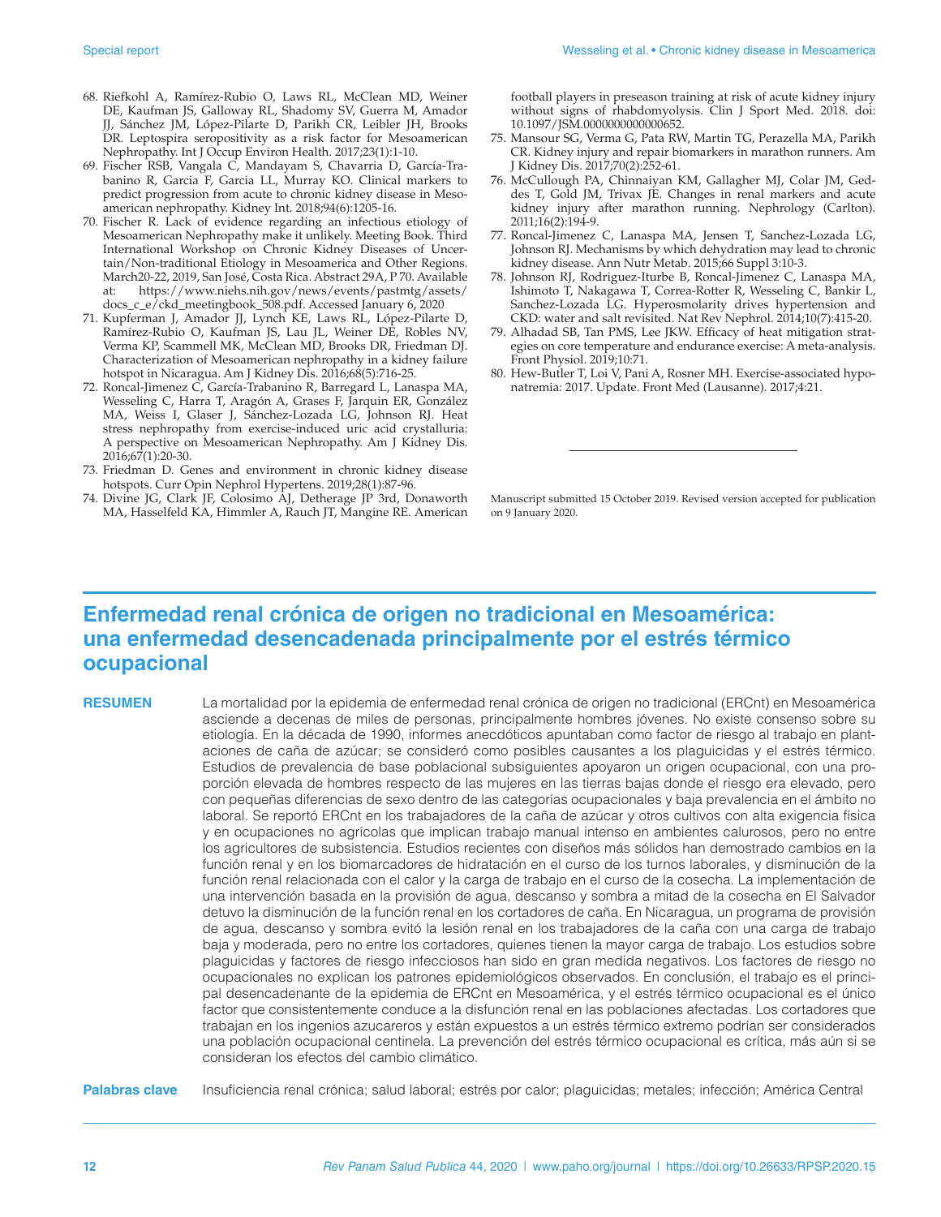68. Riefkohl A, Ramírez-Rubio O, Laws RL, McClean MD, Weiner DE, Kaufman JS, Galloway RL, Shadomy SV, Guerra M, Amador JJ, Sánchez JM, López-Pilarte D, Parikh CR, Leibler JH, Brooks DR. Leptospira seropositivity as a risk factor for Mesoamerican Nephropathy. Int J Occup Environ Health. 2017;23(1):1-10.
69. Fischer RSB, Vangala C, Mandayam S, Chavarria D, García-Trabanino R, Garcia F, Garcia LL, Murray KO. Clinical markers to predict progression from acute to chronic kidney disease in Mesoamerican nephropathy. Kidney Int. 2018;94(6):1205-16.
70. Fischer R. Lack of evidence regarding an infectious etiology of Mesoamerican Nephropathy make it unlikely. Meeting Book. Third International Workshop on Chronic Kidney Diseases of Uncertain/Non-traditional Etiology in Mesoamerica and Other Regions. March20-22, 2019, San José, Costa Rica. Abstract 29A, P 70. Available at: https://www.niehs.nih.gov/news/events/pastmtg/assets/docs_c_e/ckd_meetingbook_508.pdf. Accessed January 6, 2020
71. Kupferman J, Amador JJ, Lynch KE, Laws RL, López-Pilarte D, Ramírez-Rubio O, Kaufman JS, Lau JL, Weiner DE, Robles NV, Verma KP, Scammell MK, McClean MD, Brooks DR, Friedman DJ. Characterization of Mesoamerican nephropathy in a kidney failure hotspot in Nicaragua. Am J Kidney Dis. 2016;68(5):716-25.
72. Roncal-Jimenez C, García-Trabanino R, Barregard L, Lanaspa MA, Wesseling C, Harra T, Aragón A, Grases F, Jarquin ER, González MA, Weiss I, Glaser J, Sánchez-Lozada LG, Johnson RJ. Heat stress nephropathy from exercise-induced uric acid crystalluria: A perspective on Mesoamerican Nephropathy. Am J Kidney Dis. 2016;67(1):20-30.
73. Friedman D. Genes and environment in chronic kidney disease hotspots. Curr Opin Nephrol Hypertens. 2019;28(1):87-96.
74. Divine JG, Clark JF, Colosimo AJ, Detherage JP 3rd, Donaworth MA, Hasselfeld KA, Himmler A, Rauch JT, Mangine RE. American football players in preseason training at risk of acute kidney injury without signs of rhabdomyolysis. Clin J Sport Med. 2018. doi: 10.1097/JSM.0000000000000652.
75. Mansour SG, Verma G, Pata RW, Martin TG, Perazella MA, Parikh CR. Kidney injury and repair biomarkers in marathon runners. Am J Kidney Dis. 2017;70(2):252-61.
76. McCullough PA, Chinnaiyan KM, Gallagher MJ, Colar JM, Geddes T, Gold JM, Trivax JE. Changes in renal markers and acute kidney injury after marathon running. Nephrology (Carlton). 2011;16(2):194-9.
77. Roncal-Jimenez C, Lanaspa MA, Jensen T, Sanchez-Lozada LG, Johnson RJ. Mechanisms by which dehydration may lead to chronic kidney disease. Ann Nutr Metab. 2015;66 Suppl 3:10-3.
78. Johnson RJ, Rodriguez-Iturbe B, Roncal-Jimenez C, Lanaspa MA, Ishimoto T, Nakagawa T, Correa-Rotter R, Wesseling C, Bankir L, Sanchez-Lozada LG. Hyperosmolarity drives hypertension and CKD: water and salt revisited. Nat Rev Nephrol. 2014;10(7):415-20.
79. Alhadad SB, Tan PMS, Lee JKW. Efficacy of heat mitigation strategies on core temperature and endurance exercise: A meta-analysis. Front Physiol. 2019;10:71.
80. Hew-Butler T, Loi V, Pani A, Rosner MH. Exercise-associated hyponatremia: 2017. Update. Front Med (Lausanne). 2017;4:21.

---

Manuscript submitted 15 October 2019. Revised version accepted for publication on 9 January 2020.

# Enfermedad renal crónica de origen no tradicional en Mesoamérica: una enfermedad desencadenada principalmente por el estrés térmico ocupacional

**RESUMEN** La mortalidad por la epidemia de enfermedad renal crónica de origen no tradicional (ERCnt) en Mesoamérica asciende a decenas de miles de personas, principalmente hombres jóvenes. No existe consenso sobre su etiología. En la década de 1990, informes anecdóticos apuntaban como factor de riesgo al trabajo en plantaciones de caña de azúcar; se consideró como posibles causantes a los plaguicidas y el estrés térmico. Estudios de prevalencia de base poblacional subsiguientes apoyaron un origen ocupacional, con una proporción elevada de hombres respecto de las mujeres en las tierras bajas donde el riesgo era elevado, pero con pequeñas diferencias de sexo dentro de las categorías ocupacionales y baja prevalencia en el ámbito no laboral. Se reportó ERCnt en los trabajadores de la caña de azúcar y otros cultivos con alta exigencia física y en ocupaciones no agrícolas que implican trabajo manual intenso en ambientes calurosos, pero no entre los agricultores de subsistencia. Estudios recientes con diseños más sólidos han demostrado cambios en la función renal y en los biomarcadores de hidratación en el curso de los turnos laborales, y disminución de la función renal relacionada con el calor y la carga de trabajo en el curso de la cosecha. La implementación de una intervención basada en la provisión de agua, descanso y sombra a mitad de la cosecha en El Salvador detuvo la disminución de la función renal en los cortadores de caña. En Nicaragua, un programa de provisión de agua, descanso y sombra evitó la lesión renal en los trabajadores de la caña con una carga de trabajo baja y moderada, pero no entre los cortadores, quienes tienen la mayor carga de trabajo. Los estudios sobre plaguicidas y factores de riesgo infecciosos han sido en gran medida negativos. Los factores de riesgo no ocupacionales no explican los patrones epidemiológicos observados. En conclusión, el trabajo es el principal desencadenante de la epidemia de ERCnt en Mesoamérica, y el estrés térmico ocupacional es el único factor que consistentemente conduce a la disfunción renal en las poblaciones afectadas. Los cortadores que trabajan en los ingenios azucareros y están expuestos a un estrés térmico extremo podrían ser considerados una población ocupacional centinela. La prevención del estrés térmico ocupacional es crítica, más aún si se consideran los efectos del cambio climático.

**Palabras clave** Insuficiencia renal crónica; salud laboral; estrés por calor; plaguicidas; metales; infección; América Central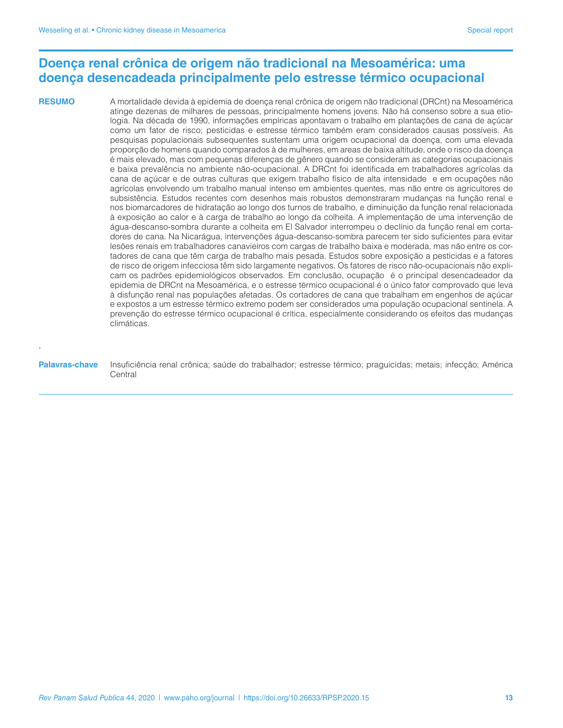# Doença renal crônica de origem não tradicional na Mesoamérica: uma doença desencadeada principalmente pelo estresse térmico ocupacional

**RESUMO**

A mortalidade devida à epidemia de doença renal crônica de origem não tradicional (DRCnt) na Mesoamérica atinge dezenas de milhares de pessoas, principalmente homens jovens. Não há consenso sobre a sua etiologia. Na década de 1990, informações empíricas apontavam o trabalho em plantações de cana de açúcar como um fator de risco; pesticidas e estresse térmico também eram considerados causas possíveis. As pesquisas populacionais subsequentes sustentam uma origem ocupacional da doença, com uma elevada proporção de homens quando comparados à de mulheres, em areas de baixa altitude, onde o risco da doença é mais elevado, mas com pequenas diferenças de gênero quando se consideram as categorias ocupacionais e baixa prevalência no ambiente não-ocupacional. A DRCnt foi identificada em trabalhadores agrícolas da cana de açúcar e de outras culturas que exigem trabalho físico de alta intensidade e em ocupações não agrícolas envolvendo um trabalho manual intenso em ambientes quentes, mas não entre os agricultores de subsistência. Estudos recentes com desenhos mais robustos demonstraram mudanças na função renal e nos biomarcadores de hidratação ao longo dos turnos de trabalho, e diminuição da função renal relacionada à exposição ao calor e à carga de trabalho ao longo da colheita. A implementação de uma intervenção de água-descanso-sombra durante a colheita em El Salvador interrompeu o declínio da função renal em cortadores de cana. Na Nicarágua, intervenções água-descanso-sombra parecem ter sido suficientes para evitar lesões renais em trabalhadores canavieiros com cargas de trabalho baixa e moderada, mas não entre os cortadores de cana que têm carga de trabalho mais pesada. Estudos sobre exposição a pesticidas e a fatores de risco de origem infecciosa têm sido largamente negativos. Os fatores de risco não-ocupacionais não explicam os padrões epidemiológicos observados. Em conclusão, ocupação é o principal desencadeador da epidemia de DRCnt na Mesoamérica, e o estresse térmico ocupacional é o único fator comprovado que leva à disfunção renal nas populações afetadas. Os cortadores de cana que trabalham em engenhos de açúcar e expostos a um estresse térmico extremo podem ser considerados uma população ocupacional sentinela. A prevenção do estresse térmico ocupacional é crítica, especialmente considerando os efeitos das mudanças climáticas.

**Palavras-chave** Insuficiência renal crônica; saúde do trabalhador; estresse térmico; praguicidas; metais; infecção; América Central